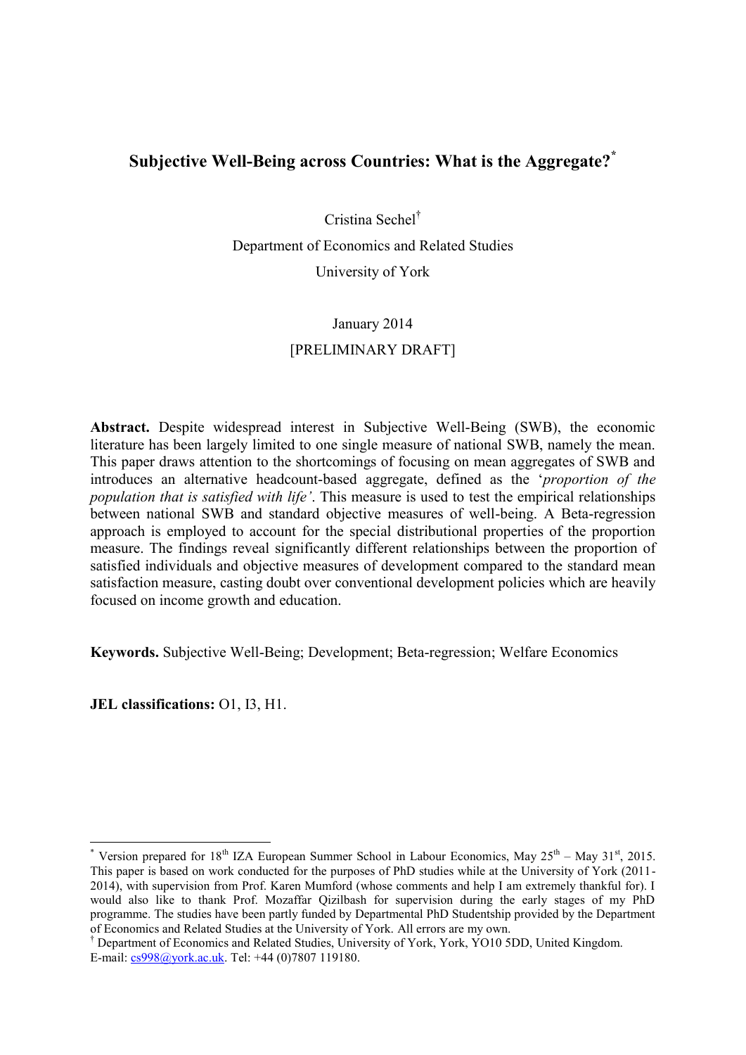# Subjective Well-Being across Countries: What is the Aggregate?[*]

Cristina Sechel[†]

Department of Economics and Related Studies

University of York

January 2014

[PRELIMINARY DRAFT]

**Abstract.** Despite widespread interest in Subjective Well-Being (SWB), the economic literature has been largely limited to one single measure of national SWB, namely the mean. This paper draws attention to the shortcomings of focusing on mean aggregates of SWB and introduces an alternative headcount-based aggregate, defined as the '*proportion of the population that is satisfied with life'*. This measure is used to test the empirical relationships between national SWB and standard objective measures of well-being. A Beta-regression approach is employed to account for the special distributional properties of the proportion measure. The findings reveal significantly different relationships between the proportion of satisfied individuals and objective measures of development compared to the standard mean satisfaction measure, casting doubt over conventional development policies which are heavily focused on income growth and education.

**Keywords.** Subjective Well-Being; Development; Beta-regression; Welfare Economics

**JEL classifications:** O1, I3, H1.

---

[*] Version prepared for 18th IZA European Summer School in Labour Economics, May 25th – May 31st, 2015. This paper is based on work conducted for the purposes of PhD studies while at the University of York (2011-2014), with supervision from Prof. Karen Mumford (whose comments and help I am extremely thankful for). I would also like to thank Prof. Mozaffar Qizilbash for supervision during the early stages of my PhD programme. The studies have been partly funded by Departmental PhD Studentship provided by the Department of Economics and Related Studies at the University of York. All errors are my own.

[†] Department of Economics and Related Studies, University of York, York, YO10 5DD, United Kingdom. E-mail: cs998@york.ac.uk. Tel: +44 (0)7807 119180.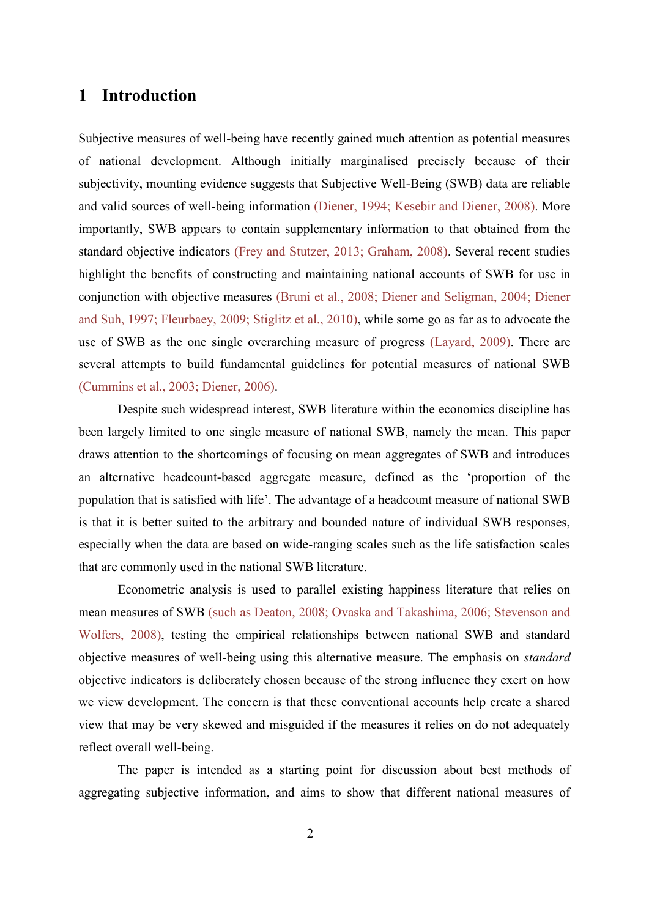# 1 Introduction

Subjective measures of well-being have recently gained much attention as potential measures of national development. Although initially marginalised precisely because of their subjectivity, mounting evidence suggests that Subjective Well-Being (SWB) data are reliable and valid sources of well-being information (Diener, 1994; Kesebir and Diener, 2008). More importantly, SWB appears to contain supplementary information to that obtained from the standard objective indicators (Frey and Stutzer, 2013; Graham, 2008). Several recent studies highlight the benefits of constructing and maintaining national accounts of SWB for use in conjunction with objective measures (Bruni et al., 2008; Diener and Seligman, 2004; Diener and Suh, 1997; Fleurbaey, 2009; Stiglitz et al., 2010), while some go as far as to advocate the use of SWB as the one single overarching measure of progress (Layard, 2009). There are several attempts to build fundamental guidelines for potential measures of national SWB (Cummins et al., 2003; Diener, 2006).

Despite such widespread interest, SWB literature within the economics discipline has been largely limited to one single measure of national SWB, namely the mean. This paper draws attention to the shortcomings of focusing on mean aggregates of SWB and introduces an alternative headcount-based aggregate measure, defined as the 'proportion of the population that is satisfied with life'. The advantage of a headcount measure of national SWB is that it is better suited to the arbitrary and bounded nature of individual SWB responses, especially when the data are based on wide-ranging scales such as the life satisfaction scales that are commonly used in the national SWB literature.

Econometric analysis is used to parallel existing happiness literature that relies on mean measures of SWB (such as Deaton, 2008; Ovaska and Takashima, 2006; Stevenson and Wolfers, 2008), testing the empirical relationships between national SWB and standard objective measures of well-being using this alternative measure. The emphasis on *standard* objective indicators is deliberately chosen because of the strong influence they exert on how we view development. The concern is that these conventional accounts help create a shared view that may be very skewed and misguided if the measures it relies on do not adequately reflect overall well-being.

The paper is intended as a starting point for discussion about best methods of aggregating subjective information, and aims to show that different national measures of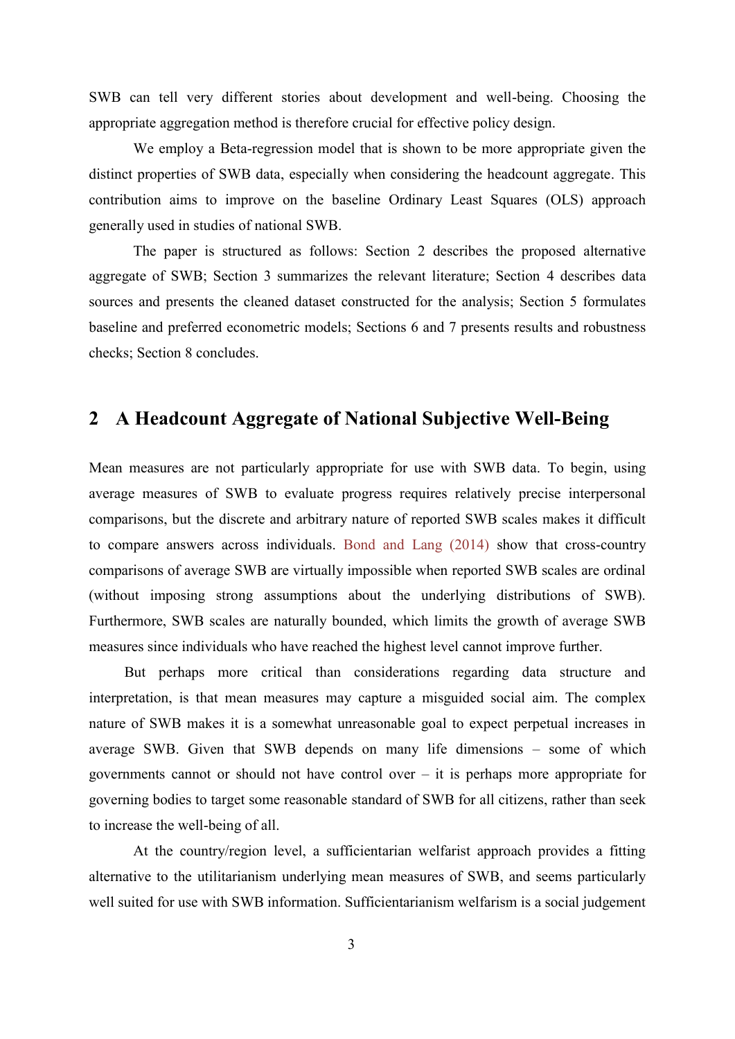SWB can tell very different stories about development and well-being. Choosing the appropriate aggregation method is therefore crucial for effective policy design.

We employ a Beta-regression model that is shown to be more appropriate given the distinct properties of SWB data, especially when considering the headcount aggregate. This contribution aims to improve on the baseline Ordinary Least Squares (OLS) approach generally used in studies of national SWB.

The paper is structured as follows: Section 2 describes the proposed alternative aggregate of SWB; Section 3 summarizes the relevant literature; Section 4 describes data sources and presents the cleaned dataset constructed for the analysis; Section 5 formulates baseline and preferred econometric models; Sections 6 and 7 presents results and robustness checks; Section 8 concludes.

## 2 A Headcount Aggregate of National Subjective Well-Being

Mean measures are not particularly appropriate for use with SWB data. To begin, using average measures of SWB to evaluate progress requires relatively precise interpersonal comparisons, but the discrete and arbitrary nature of reported SWB scales makes it difficult to compare answers across individuals. Bond and Lang (2014) show that cross-country comparisons of average SWB are virtually impossible when reported SWB scales are ordinal (without imposing strong assumptions about the underlying distributions of SWB). Furthermore, SWB scales are naturally bounded, which limits the growth of average SWB measures since individuals who have reached the highest level cannot improve further.

But perhaps more critical than considerations regarding data structure and interpretation, is that mean measures may capture a misguided social aim. The complex nature of SWB makes it is a somewhat unreasonable goal to expect perpetual increases in average SWB. Given that SWB depends on many life dimensions – some of which governments cannot or should not have control over – it is perhaps more appropriate for governing bodies to target some reasonable standard of SWB for all citizens, rather than seek to increase the well-being of all.

At the country/region level, a sufficientarian welfarist approach provides a fitting alternative to the utilitarianism underlying mean measures of SWB, and seems particularly well suited for use with SWB information. Sufficientarianism welfarism is a social judgement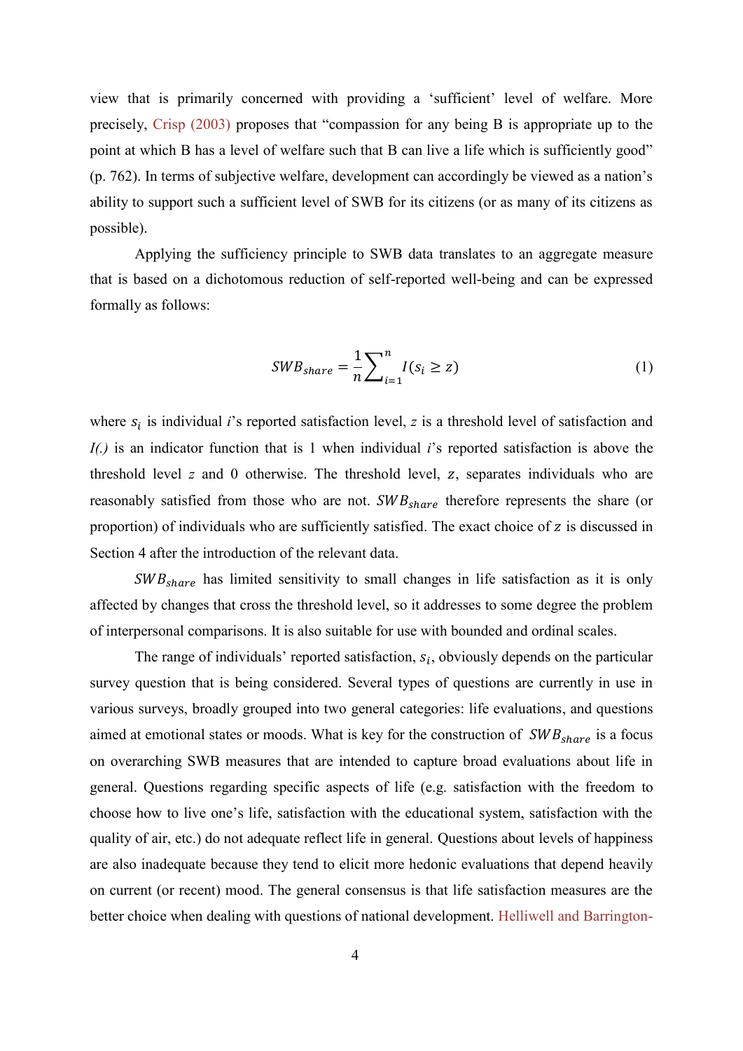view that is primarily concerned with providing a 'sufficient' level of welfare. More precisely, Crisp (2003) proposes that "compassion for any being B is appropriate up to the point at which B has a level of welfare such that B can live a life which is sufficiently good" (p. 762). In terms of subjective welfare, development can accordingly be viewed as a nation's ability to support such a sufficient level of SWB for its citizens (or as many of its citizens as possible).

Applying the sufficiency principle to SWB data translates to an aggregate measure that is based on a dichotomous reduction of self-reported well-being and can be expressed formally as follows:

$$SWB_{share} = \frac{1}{n}\sum_{i=1}^{n} I(s_i \geq z) \tag{1}$$

where $s_i$ is individual $i$'s reported satisfaction level, $z$ is a threshold level of satisfaction and $I(.)$ is an indicator function that is 1 when individual $i$'s reported satisfaction is above the threshold level $z$ and 0 otherwise. The threshold level, $z$, separates individuals who are reasonably satisfied from those who are not. $SWB_{share}$ therefore represents the share (or proportion) of individuals who are sufficiently satisfied. The exact choice of $z$ is discussed in Section 4 after the introduction of the relevant data.

$SWB_{share}$ has limited sensitivity to small changes in life satisfaction as it is only affected by changes that cross the threshold level, so it addresses to some degree the problem of interpersonal comparisons. It is also suitable for use with bounded and ordinal scales.

The range of individuals' reported satisfaction, $s_i$, obviously depends on the particular survey question that is being considered. Several types of questions are currently in use in various surveys, broadly grouped into two general categories: life evaluations, and questions aimed at emotional states or moods. What is key for the construction of $SWB_{share}$ is a focus on overarching SWB measures that are intended to capture broad evaluations about life in general. Questions regarding specific aspects of life (e.g. satisfaction with the freedom to choose how to live one's life, satisfaction with the educational system, satisfaction with the quality of air, etc.) do not adequate reflect life in general. Questions about levels of happiness are also inadequate because they tend to elicit more hedonic evaluations that depend heavily on current (or recent) mood. The general consensus is that life satisfaction measures are the better choice when dealing with questions of national development. Helliwell and Barrington-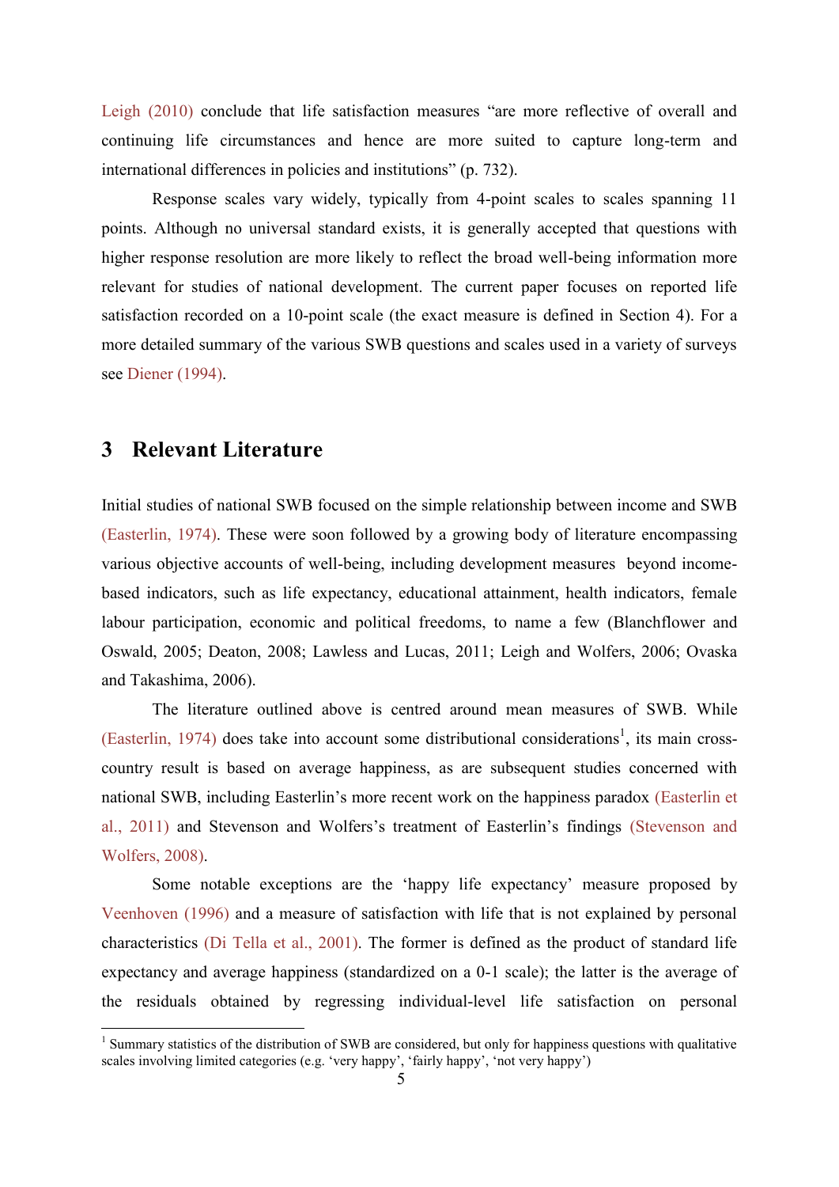Leigh (2010) conclude that life satisfaction measures "are more reflective of overall and continuing life circumstances and hence are more suited to capture long-term and international differences in policies and institutions" (p. 732).

Response scales vary widely, typically from 4-point scales to scales spanning 11 points. Although no universal standard exists, it is generally accepted that questions with higher response resolution are more likely to reflect the broad well-being information more relevant for studies of national development. The current paper focuses on reported life satisfaction recorded on a 10-point scale (the exact measure is defined in Section 4). For a more detailed summary of the various SWB questions and scales used in a variety of surveys see Diener (1994).

# 3 Relevant Literature

Initial studies of national SWB focused on the simple relationship between income and SWB (Easterlin, 1974). These were soon followed by a growing body of literature encompassing various objective accounts of well-being, including development measures beyond income-based indicators, such as life expectancy, educational attainment, health indicators, female labour participation, economic and political freedoms, to name a few (Blanchflower and Oswald, 2005; Deaton, 2008; Lawless and Lucas, 2011; Leigh and Wolfers, 2006; Ovaska and Takashima, 2006).

The literature outlined above is centred around mean measures of SWB. While (Easterlin, 1974) does take into account some distributional considerations[1], its main cross-country result is based on average happiness, as are subsequent studies concerned with national SWB, including Easterlin's more recent work on the happiness paradox (Easterlin et al., 2011) and Stevenson and Wolfers's treatment of Easterlin's findings (Stevenson and Wolfers, 2008).

Some notable exceptions are the 'happy life expectancy' measure proposed by Veenhoven (1996) and a measure of satisfaction with life that is not explained by personal characteristics (Di Tella et al., 2001). The former is defined as the product of standard life expectancy and average happiness (standardized on a 0-1 scale); the latter is the average of the residuals obtained by regressing individual-level life satisfaction on personal

[1] Summary statistics of the distribution of SWB are considered, but only for happiness questions with qualitative scales involving limited categories (e.g. 'very happy', 'fairly happy', 'not very happy')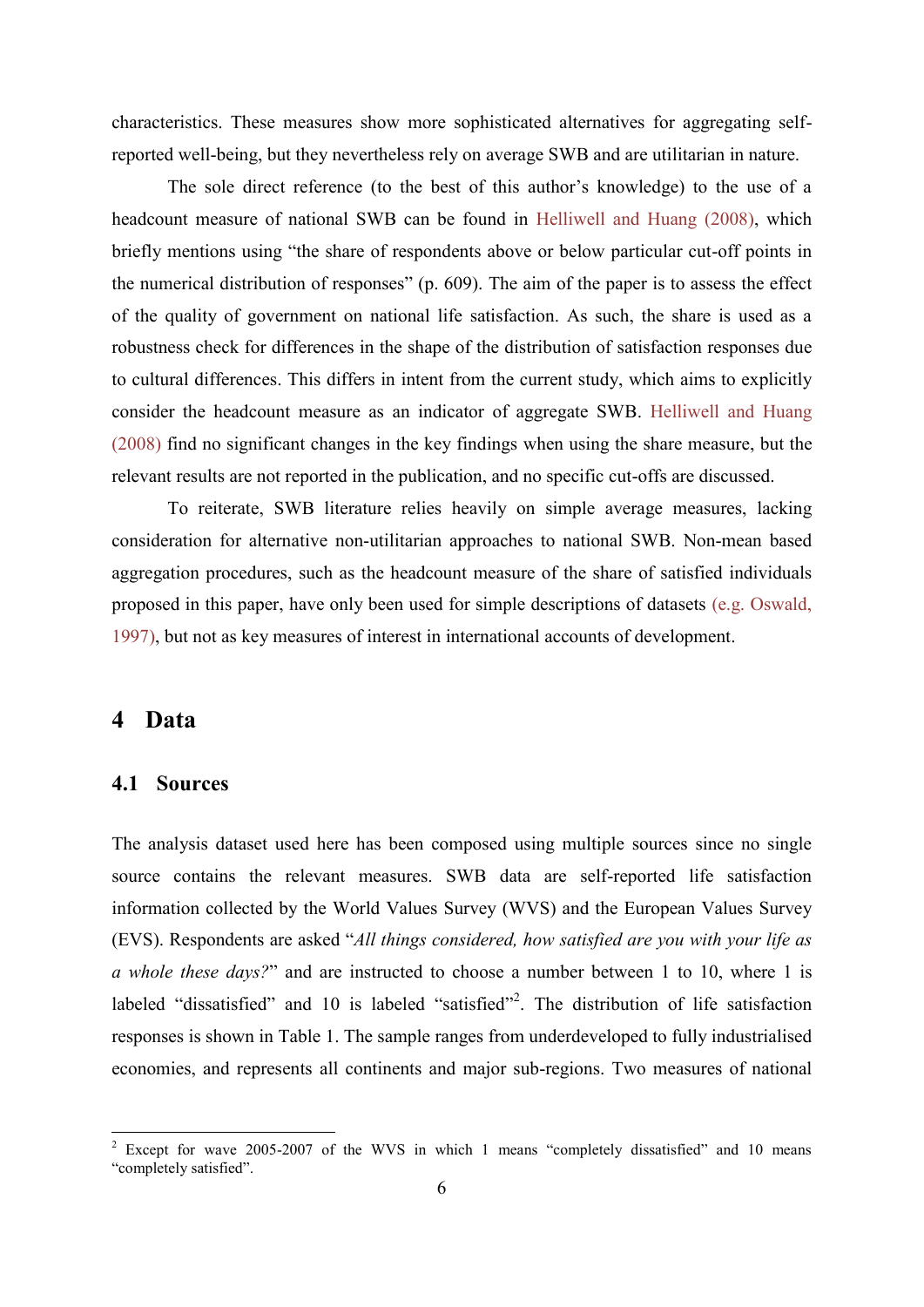characteristics. These measures show more sophisticated alternatives for aggregating self-reported well-being, but they nevertheless rely on average SWB and are utilitarian in nature.

The sole direct reference (to the best of this author's knowledge) to the use of a headcount measure of national SWB can be found in Helliwell and Huang (2008), which briefly mentions using "the share of respondents above or below particular cut-off points in the numerical distribution of responses" (p. 609). The aim of the paper is to assess the effect of the quality of government on national life satisfaction. As such, the share is used as a robustness check for differences in the shape of the distribution of satisfaction responses due to cultural differences. This differs in intent from the current study, which aims to explicitly consider the headcount measure as an indicator of aggregate SWB. Helliwell and Huang (2008) find no significant changes in the key findings when using the share measure, but the relevant results are not reported in the publication, and no specific cut-offs are discussed.

To reiterate, SWB literature relies heavily on simple average measures, lacking consideration for alternative non-utilitarian approaches to national SWB. Non-mean based aggregation procedures, such as the headcount measure of the share of satisfied individuals proposed in this paper, have only been used for simple descriptions of datasets (e.g. Oswald, 1997), but not as key measures of interest in international accounts of development.

# 4 Data

## 4.1 Sources

The analysis dataset used here has been composed using multiple sources since no single source contains the relevant measures. SWB data are self-reported life satisfaction information collected by the World Values Survey (WVS) and the European Values Survey (EVS). Respondents are asked "*All things considered, how satisfied are you with your life as a whole these days?*" and are instructed to choose a number between 1 to 10, where 1 is labeled "dissatisfied" and 10 is labeled "satisfied"[2]. The distribution of life satisfaction responses is shown in Table 1. The sample ranges from underdeveloped to fully industrialised economies, and represents all continents and major sub-regions. Two measures of national

[2] Except for wave 2005-2007 of the WVS in which 1 means "completely dissatisfied" and 10 means "completely satisfied".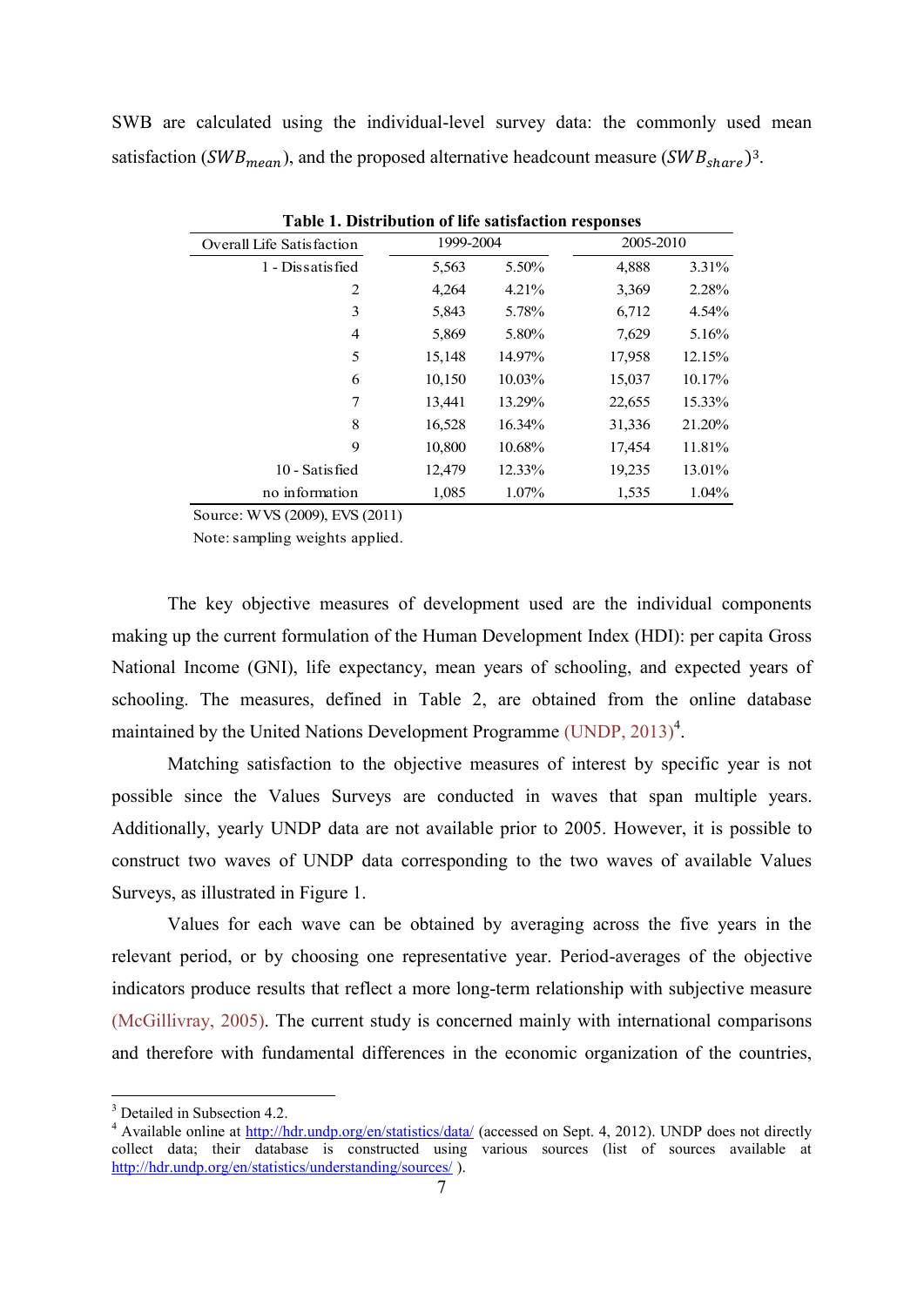SWB are calculated using the individual-level survey data: the commonly used mean satisfaction ($SWB_{mean}$), and the proposed alternative headcount measure ($SWB_{share}$)[3].

**Table 1. Distribution of life satisfaction responses**

| Overall Life Satisfaction | 1999-2004 | | 2005-2010 | |
|---|---|---|---|---|
| 1 - Dissatisfied | 5,563 | 5.50% | 4,888 | 3.31% |
| 2 | 4,264 | 4.21% | 3,369 | 2.28% |
| 3 | 5,843 | 5.78% | 6,712 | 4.54% |
| 4 | 5,869 | 5.80% | 7,629 | 5.16% |
| 5 | 15,148 | 14.97% | 17,958 | 12.15% |
| 6 | 10,150 | 10.03% | 15,037 | 10.17% |
| 7 | 13,441 | 13.29% | 22,655 | 15.33% |
| 8 | 16,528 | 16.34% | 31,336 | 21.20% |
| 9 | 10,800 | 10.68% | 17,454 | 11.81% |
| 10 - Satisfied | 12,479 | 12.33% | 19,235 | 13.01% |
| no information | 1,085 | 1.07% | 1,535 | 1.04% |

Source: WVS (2009), EVS (2011)

Note: sampling weights applied.

The key objective measures of development used are the individual components making up the current formulation of the Human Development Index (HDI): per capita Gross National Income (GNI), life expectancy, mean years of schooling, and expected years of schooling. The measures, defined in Table 2, are obtained from the online database maintained by the United Nations Development Programme (UNDP, 2013)[4].

Matching satisfaction to the objective measures of interest by specific year is not possible since the Values Surveys are conducted in waves that span multiple years. Additionally, yearly UNDP data are not available prior to 2005. However, it is possible to construct two waves of UNDP data corresponding to the two waves of available Values Surveys, as illustrated in Figure 1.

Values for each wave can be obtained by averaging across the five years in the relevant period, or by choosing one representative year. Period-averages of the objective indicators produce results that reflect a more long-term relationship with subjective measure (McGillivray, 2005). The current study is concerned mainly with international comparisons and therefore with fundamental differences in the economic organization of the countries,

---

[3] Detailed in Subsection 4.2.

[4] Available online at http://hdr.undp.org/en/statistics/data/ (accessed on Sept. 4, 2012). UNDP does not directly collect data; their database is constructed using various sources (list of sources available at http://hdr.undp.org/en/statistics/understanding/sources/ ).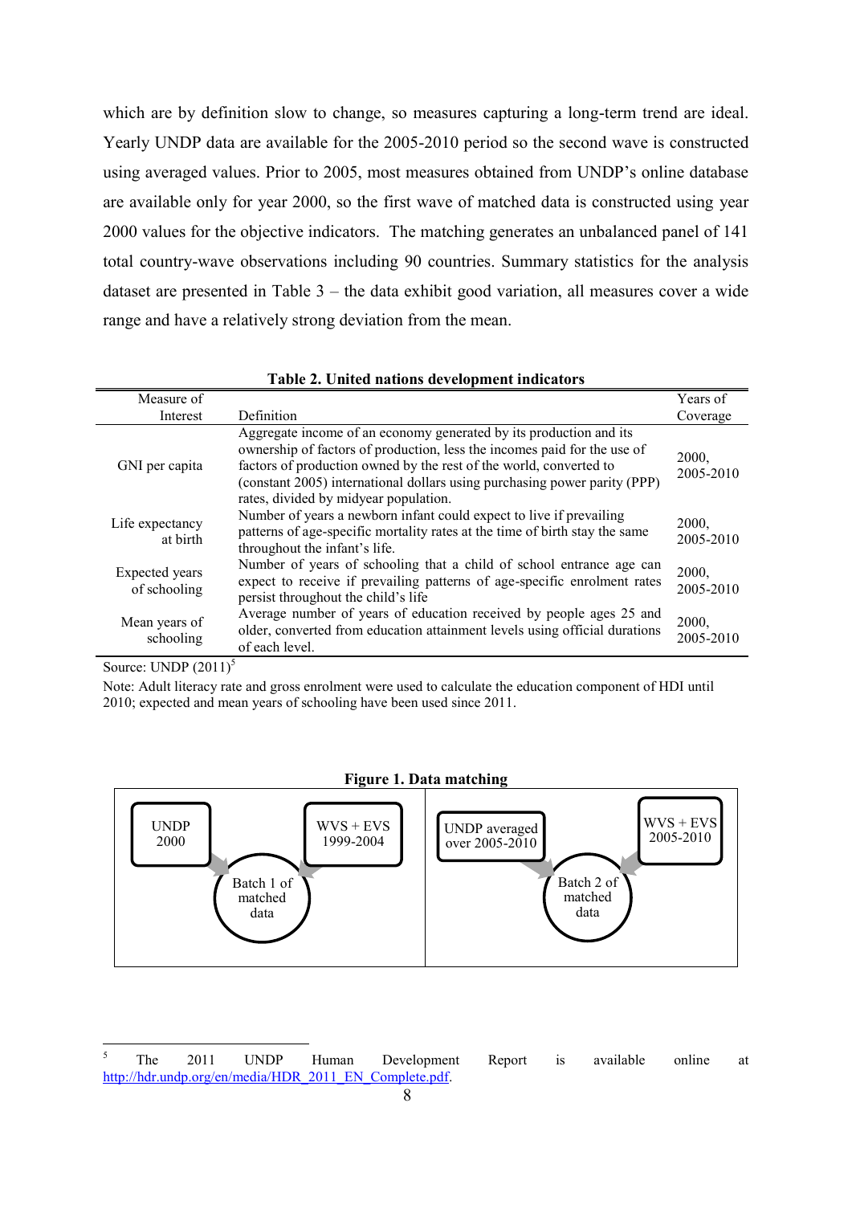which are by definition slow to change, so measures capturing a long-term trend are ideal. Yearly UNDP data are available for the 2005-2010 period so the second wave is constructed using averaged values. Prior to 2005, most measures obtained from UNDP's online database are available only for year 2000, so the first wave of matched data is constructed using year 2000 values for the objective indicators. The matching generates an unbalanced panel of 141 total country-wave observations including 90 countries. Summary statistics for the analysis dataset are presented in Table 3 – the data exhibit good variation, all measures cover a wide range and have a relatively strong deviation from the mean.

**Table 2. United nations development indicators**

| Measure of Interest | Definition | Years of Coverage |
|---|---|---|
| GNI per capita | Aggregate income of an economy generated by its production and its ownership of factors of production, less the incomes paid for the use of factors of production owned by the rest of the world, converted to (constant 2005) international dollars using purchasing power parity (PPP) rates, divided by midyear population. | 2000, 2005-2010 |
| Life expectancy at birth | Number of years a newborn infant could expect to live if prevailing patterns of age-specific mortality rates at the time of birth stay the same throughout the infant's life. | 2000, 2005-2010 |
| Expected years of schooling | Number of years of schooling that a child of school entrance age can expect to receive if prevailing patterns of age-specific enrolment rates persist throughout the child's life | 2000, 2005-2010 |
| Mean years of schooling | Average number of years of education received by people ages 25 and older, converted from education attainment levels using official durations of each level. | 2000, 2005-2010 |

Source: UNDP (2011)[5]

Note: Adult literacy rate and gross enrolment were used to calculate the education component of HDI until 2010; expected and mean years of schooling have been used since 2011.

**Figure 1. Data matching**

UNDP 2000 + WVS + EVS 1999-2004 → Batch 1 of matched data

UNDP averaged over 2005-2010 + WVS + EVS 2005-2010 → Batch 2 of matched data

[5] The 2011 UNDP Human Development Report is available online at http://hdr.undp.org/en/media/HDR_2011_EN_Complete.pdf.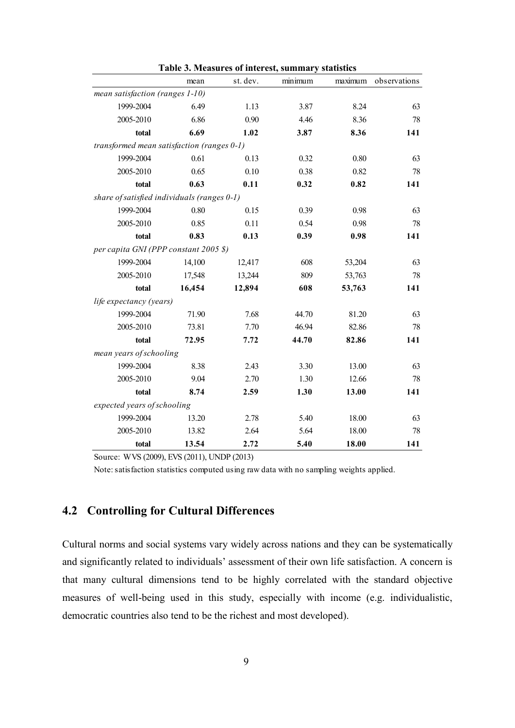**Table 3. Measures of interest, summary statistics**

| | mean | st. dev. | minimum | maximum | observations |
|---|---|---|---|---|---|
| *mean satisfaction (ranges 1-10)* | | | | | |
| 1999-2004 | 6.49 | 1.13 | 3.87 | 8.24 | 63 |
| 2005-2010 | 6.86 | 0.90 | 4.46 | 8.36 | 78 |
| **total** | **6.69** | **1.02** | **3.87** | **8.36** | **141** |
| *transformed mean satisfaction (ranges 0-1)* | | | | | |
| 1999-2004 | 0.61 | 0.13 | 0.32 | 0.80 | 63 |
| 2005-2010 | 0.65 | 0.10 | 0.38 | 0.82 | 78 |
| **total** | **0.63** | **0.11** | **0.32** | **0.82** | **141** |
| *share of satisfied individuals (ranges 0-1)* | | | | | |
| 1999-2004 | 0.80 | 0.15 | 0.39 | 0.98 | 63 |
| 2005-2010 | 0.85 | 0.11 | 0.54 | 0.98 | 78 |
| **total** | **0.83** | **0.13** | **0.39** | **0.98** | **141** |
| *per capita GNI (PPP constant 2005 $)* | | | | | |
| 1999-2004 | 14,100 | 12,417 | 608 | 53,204 | 63 |
| 2005-2010 | 17,548 | 13,244 | 809 | 53,763 | 78 |
| **total** | **16,454** | **12,894** | **608** | **53,763** | **141** |
| *life expectancy (years)* | | | | | |
| 1999-2004 | 71.90 | 7.68 | 44.70 | 81.20 | 63 |
| 2005-2010 | 73.81 | 7.70 | 46.94 | 82.86 | 78 |
| **total** | **72.95** | **7.72** | **44.70** | **82.86** | **141** |
| *mean years of schooling* | | | | | |
| 1999-2004 | 8.38 | 2.43 | 3.30 | 13.00 | 63 |
| 2005-2010 | 9.04 | 2.70 | 1.30 | 12.66 | 78 |
| **total** | **8.74** | **2.59** | **1.30** | **13.00** | **141** |
| *expected years of schooling* | | | | | |
| 1999-2004 | 13.20 | 2.78 | 5.40 | 18.00 | 63 |
| 2005-2010 | 13.82 | 2.64 | 5.64 | 18.00 | 78 |
| **total** | **13.54** | **2.72** | **5.40** | **18.00** | **141** |

Source: WVS (2009), EVS (2011), UNDP (2013)

Note: satisfaction statistics computed using raw data with no sampling weights applied.

## 4.2 Controlling for Cultural Differences

Cultural norms and social systems vary widely across nations and they can be systematically and significantly related to individuals' assessment of their own life satisfaction. A concern is that many cultural dimensions tend to be highly correlated with the standard objective measures of well-being used in this study, especially with income (e.g. individualistic, democratic countries also tend to be the richest and most developed).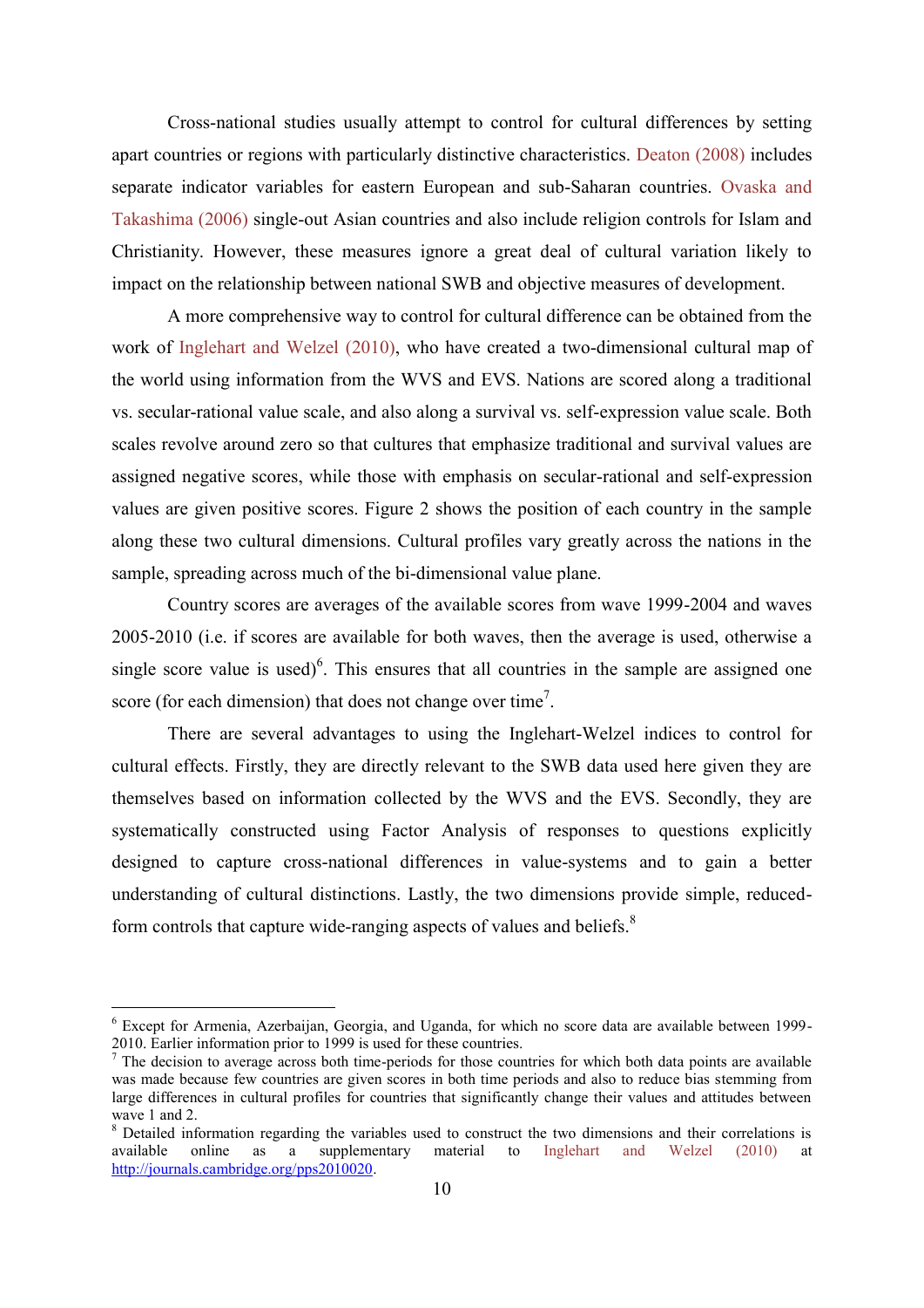Cross-national studies usually attempt to control for cultural differences by setting apart countries or regions with particularly distinctive characteristics. Deaton (2008) includes separate indicator variables for eastern European and sub-Saharan countries. Ovaska and Takashima (2006) single-out Asian countries and also include religion controls for Islam and Christianity. However, these measures ignore a great deal of cultural variation likely to impact on the relationship between national SWB and objective measures of development.

A more comprehensive way to control for cultural difference can be obtained from the work of Inglehart and Welzel (2010), who have created a two-dimensional cultural map of the world using information from the WVS and EVS. Nations are scored along a traditional vs. secular-rational value scale, and also along a survival vs. self-expression value scale. Both scales revolve around zero so that cultures that emphasize traditional and survival values are assigned negative scores, while those with emphasis on secular-rational and self-expression values are given positive scores. Figure 2 shows the position of each country in the sample along these two cultural dimensions. Cultural profiles vary greatly across the nations in the sample, spreading across much of the bi-dimensional value plane.

Country scores are averages of the available scores from wave 1999-2004 and waves 2005-2010 (i.e. if scores are available for both waves, then the average is used, otherwise a single score value is used)[6]. This ensures that all countries in the sample are assigned one score (for each dimension) that does not change over time[7].

There are several advantages to using the Inglehart-Welzel indices to control for cultural effects. Firstly, they are directly relevant to the SWB data used here given they are themselves based on information collected by the WVS and the EVS. Secondly, they are systematically constructed using Factor Analysis of responses to questions explicitly designed to capture cross-national differences in value-systems and to gain a better understanding of cultural distinctions. Lastly, the two dimensions provide simple, reduced-form controls that capture wide-ranging aspects of values and beliefs.[8]

---

[6] Except for Armenia, Azerbaijan, Georgia, and Uganda, for which no score data are available between 1999-2010. Earlier information prior to 1999 is used for these countries.

[7] The decision to average across both time-periods for those countries for which both data points are available was made because few countries are given scores in both time periods and also to reduce bias stemming from large differences in cultural profiles for countries that significantly change their values and attitudes between wave 1 and 2.

[8] Detailed information regarding the variables used to construct the two dimensions and their correlations is available online as a supplementary material to Inglehart and Welzel (2010) at http://journals.cambridge.org/pps2010020.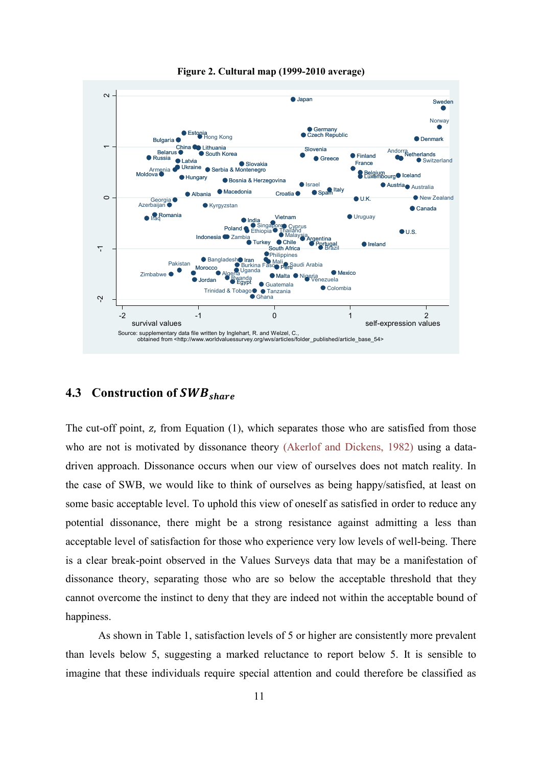**Figure 2. Cultural map (1999-2010 average)**

Source: supplementary data file written by Inglehart, R. and Welzel, C., obtained from <http://www.worldvaluessurvey.org/wvs/articles/folder_published/article_base_54>

### 4.3 Construction of $SWB_{share}$

The cut-off point, $z$, from Equation (1), which separates those who are satisfied from those who are not is motivated by dissonance theory (Akerlof and Dickens, 1982) using a data-driven approach. Dissonance occurs when our view of ourselves does not match reality. In the case of SWB, we would like to think of ourselves as being happy/satisfied, at least on some basic acceptable level. To uphold this view of oneself as satisfied in order to reduce any potential dissonance, there might be a strong resistance against admitting a less than acceptable level of satisfaction for those who experience very low levels of well-being. There is a clear break-point observed in the Values Surveys data that may be a manifestation of dissonance theory, separating those who are so below the acceptable threshold that they cannot overcome the instinct to deny that they are indeed not within the acceptable bound of happiness.

As shown in Table 1, satisfaction levels of 5 or higher are consistently more prevalent than levels below 5, suggesting a marked reluctance to report below 5. It is sensible to imagine that these individuals require special attention and could therefore be classified as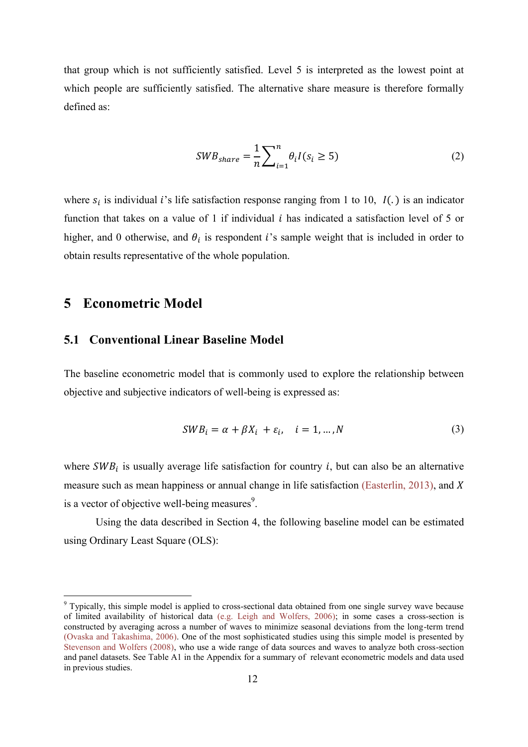that group which is not sufficiently satisfied. Level 5 is interpreted as the lowest point at which people are sufficiently satisfied. The alternative share measure is therefore formally defined as:

$$SWB_{share} = \frac{1}{n}\sum_{i=1}^{n} \theta_i I(s_i \geq 5) \tag{2}$$

where $s_i$ is individual $i$'s life satisfaction response ranging from 1 to 10, $I(.)$ is an indicator function that takes on a value of 1 if individual $i$ has indicated a satisfaction level of 5 or higher, and 0 otherwise, and $\theta_i$ is respondent $i$'s sample weight that is included in order to obtain results representative of the whole population.

## 5 Econometric Model

### 5.1 Conventional Linear Baseline Model

The baseline econometric model that is commonly used to explore the relationship between objective and subjective indicators of well-being is expressed as:

$$SWB_i = \alpha + \beta X_i + \varepsilon_i, \quad i = 1, \ldots, N \tag{3}$$

where $SWB_i$ is usually average life satisfaction for country $i$, but can also be an alternative measure such as mean happiness or annual change in life satisfaction (Easterlin, 2013), and $X$ is a vector of objective well-being measures[9].

Using the data described in Section 4, the following baseline model can be estimated using Ordinary Least Square (OLS):

[9] Typically, this simple model is applied to cross-sectional data obtained from one single survey wave because of limited availability of historical data (e.g. Leigh and Wolfers, 2006); in some cases a cross-section is constructed by averaging across a number of waves to minimize seasonal deviations from the long-term trend (Ovaska and Takashima, 2006). One of the most sophisticated studies using this simple model is presented by Stevenson and Wolfers (2008), who use a wide range of data sources and waves to analyze both cross-section and panel datasets. See Table A1 in the Appendix for a summary of relevant econometric models and data used in previous studies.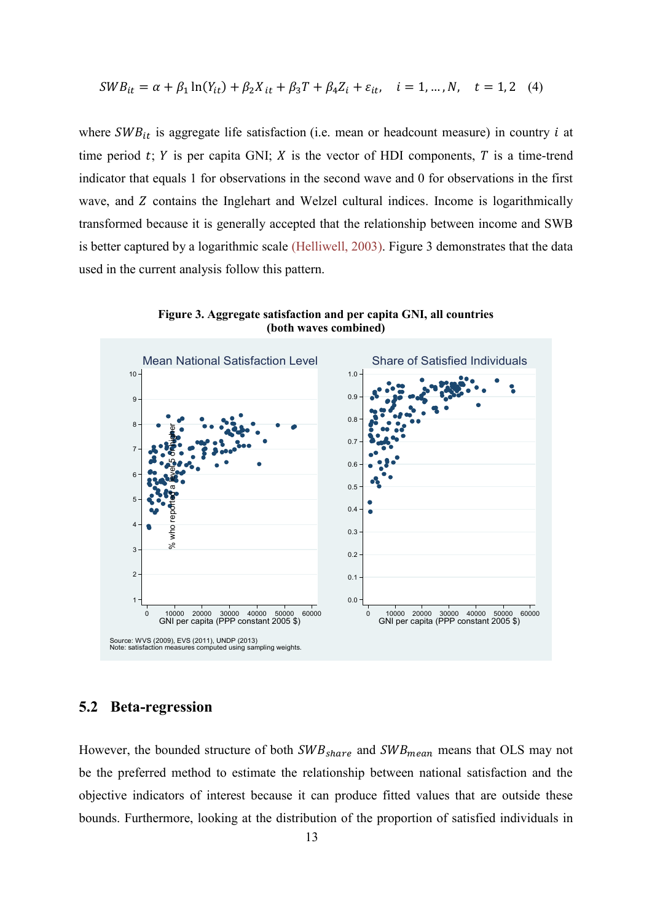$$SWB_{it} = \alpha + \beta_1 \ln(Y_{it}) + \beta_2 X_{it} + \beta_3 T + \beta_4 Z_i + \varepsilon_{it}, \quad i = 1, \ldots, N, \quad t = 1, 2 \quad (4)$$

where $SWB_{it}$ is aggregate life satisfaction (i.e. mean or headcount measure) in country $i$ at time period $t$; $Y$ is per capita GNI; $X$ is the vector of HDI components, $T$ is a time-trend indicator that equals 1 for observations in the second wave and 0 for observations in the first wave, and $Z$ contains the Inglehart and Welzel cultural indices. Income is logarithmically transformed because it is generally accepted that the relationship between income and SWB is better captured by a logarithmic scale (Helliwell, 2003). Figure 3 demonstrates that the data used in the current analysis follow this pattern.

**Figure 3. Aggregate satisfaction and per capita GNI, all countries (both waves combined)**

Source: WVS (2009), EVS (2011), UNDP (2013)
Note: satisfaction measures computed using sampling weights.

## 5.2 Beta-regression

However, the bounded structure of both $SWB_{share}$ and $SWB_{mean}$ means that OLS may not be the preferred method to estimate the relationship between national satisfaction and the objective indicators of interest because it can produce fitted values that are outside these bounds. Furthermore, looking at the distribution of the proportion of satisfied individuals in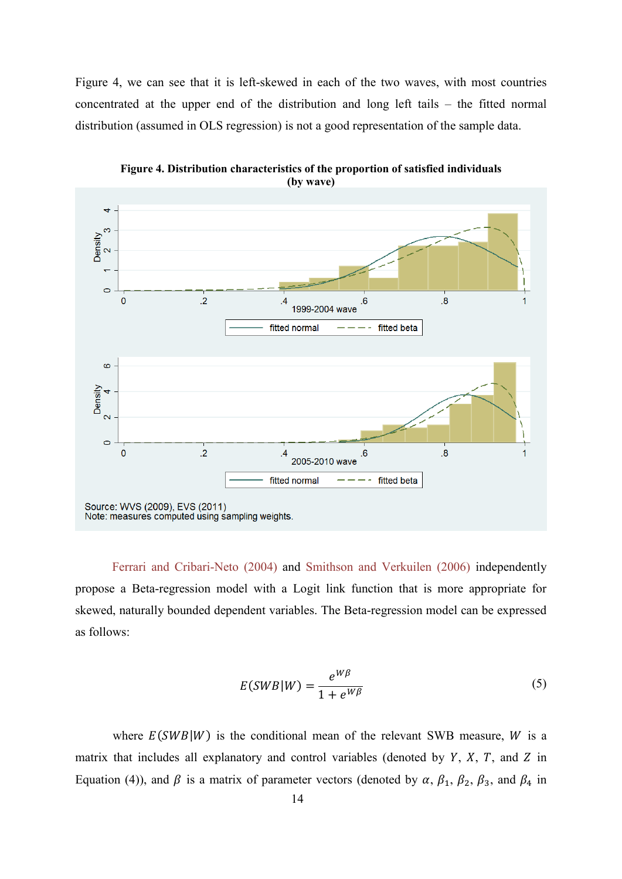Figure 4, we can see that it is left-skewed in each of the two waves, with most countries concentrated at the upper end of the distribution and long left tails – the fitted normal distribution (assumed in OLS regression) is not a good representation of the sample data.

**Figure 4. Distribution characteristics of the proportion of satisfied individuals (by wave)**

Source: WVS (2009), EVS (2011)
Note: measures computed using sampling weights.

Ferrari and Cribari-Neto (2004) and Smithson and Verkuilen (2006) independently propose a Beta-regression model with a Logit link function that is more appropriate for skewed, naturally bounded dependent variables. The Beta-regression model can be expressed as follows:

$$E(SWB|W) = \frac{e^{W\beta}}{1 + e^{W\beta}} \tag{5}$$

where $E(SWB|W)$ is the conditional mean of the relevant SWB measure, $W$ is a matrix that includes all explanatory and control variables (denoted by $Y$, $X$, $T$, and $Z$ in Equation (4)), and $\beta$ is a matrix of parameter vectors (denoted by $\alpha$, $\beta_1$, $\beta_2$, $\beta_3$, and $\beta_4$ in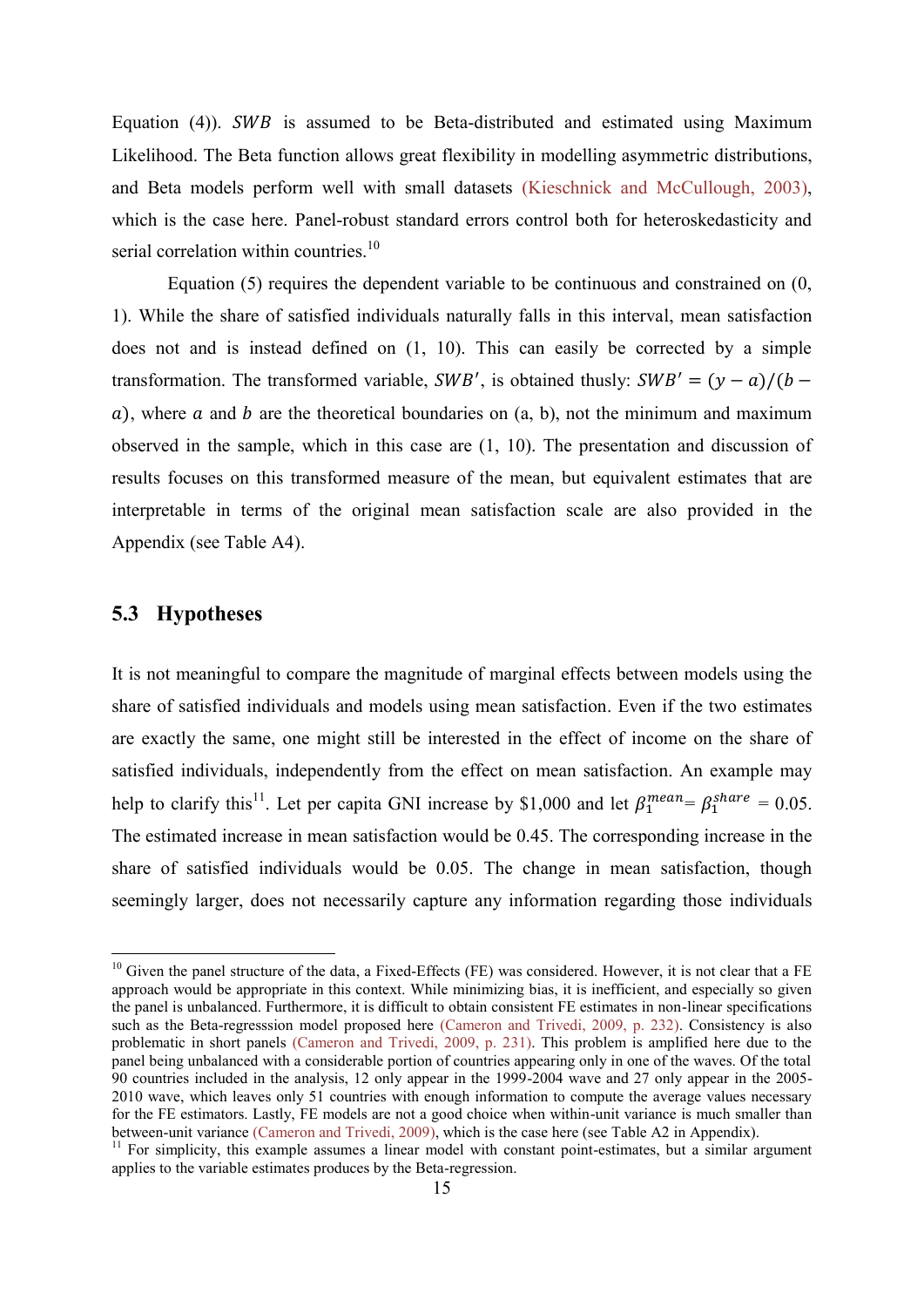Equation (4)). $SWB$ is assumed to be Beta-distributed and estimated using Maximum Likelihood. The Beta function allows great flexibility in modelling asymmetric distributions, and Beta models perform well with small datasets (Kieschnick and McCullough, 2003), which is the case here. Panel-robust standard errors control both for heteroskedasticity and serial correlation within countries.[10]

Equation (5) requires the dependent variable to be continuous and constrained on (0, 1). While the share of satisfied individuals naturally falls in this interval, mean satisfaction does not and is instead defined on (1, 10). This can easily be corrected by a simple transformation. The transformed variable, $SWB'$, is obtained thusly: $SWB' = (y - a)/(b - a)$, where $a$ and $b$ are the theoretical boundaries on (a, b), not the minimum and maximum observed in the sample, which in this case are (1, 10). The presentation and discussion of results focuses on this transformed measure of the mean, but equivalent estimates that are interpretable in terms of the original mean satisfaction scale are also provided in the Appendix (see Table A4).

## 5.3 Hypotheses

It is not meaningful to compare the magnitude of marginal effects between models using the share of satisfied individuals and models using mean satisfaction. Even if the two estimates are exactly the same, one might still be interested in the effect of income on the share of satisfied individuals, independently from the effect on mean satisfaction. An example may help to clarify this[11]. Let per capita GNI increase by \$1,000 and let $\beta_1^{mean} = \beta_1^{share} = 0.05$. The estimated increase in mean satisfaction would be 0.45. The corresponding increase in the share of satisfied individuals would be 0.05. The change in mean satisfaction, though seemingly larger, does not necessarily capture any information regarding those individuals

---

[10] Given the panel structure of the data, a Fixed-Effects (FE) was considered. However, it is not clear that a FE approach would be appropriate in this context. While minimizing bias, it is inefficient, and especially so given the panel is unbalanced. Furthermore, it is difficult to obtain consistent FE estimates in non-linear specifications such as the Beta-regresssion model proposed here (Cameron and Trivedi, 2009, p. 232). Consistency is also problematic in short panels (Cameron and Trivedi, 2009, p. 231). This problem is amplified here due to the panel being unbalanced with a considerable portion of countries appearing only in one of the waves. Of the total 90 countries included in the analysis, 12 only appear in the 1999-2004 wave and 27 only appear in the 2005-2010 wave, which leaves only 51 countries with enough information to compute the average values necessary for the FE estimators. Lastly, FE models are not a good choice when within-unit variance is much smaller than between-unit variance (Cameron and Trivedi, 2009), which is the case here (see Table A2 in Appendix).

[11] For simplicity, this example assumes a linear model with constant point-estimates, but a similar argument applies to the variable estimates produces by the Beta-regression.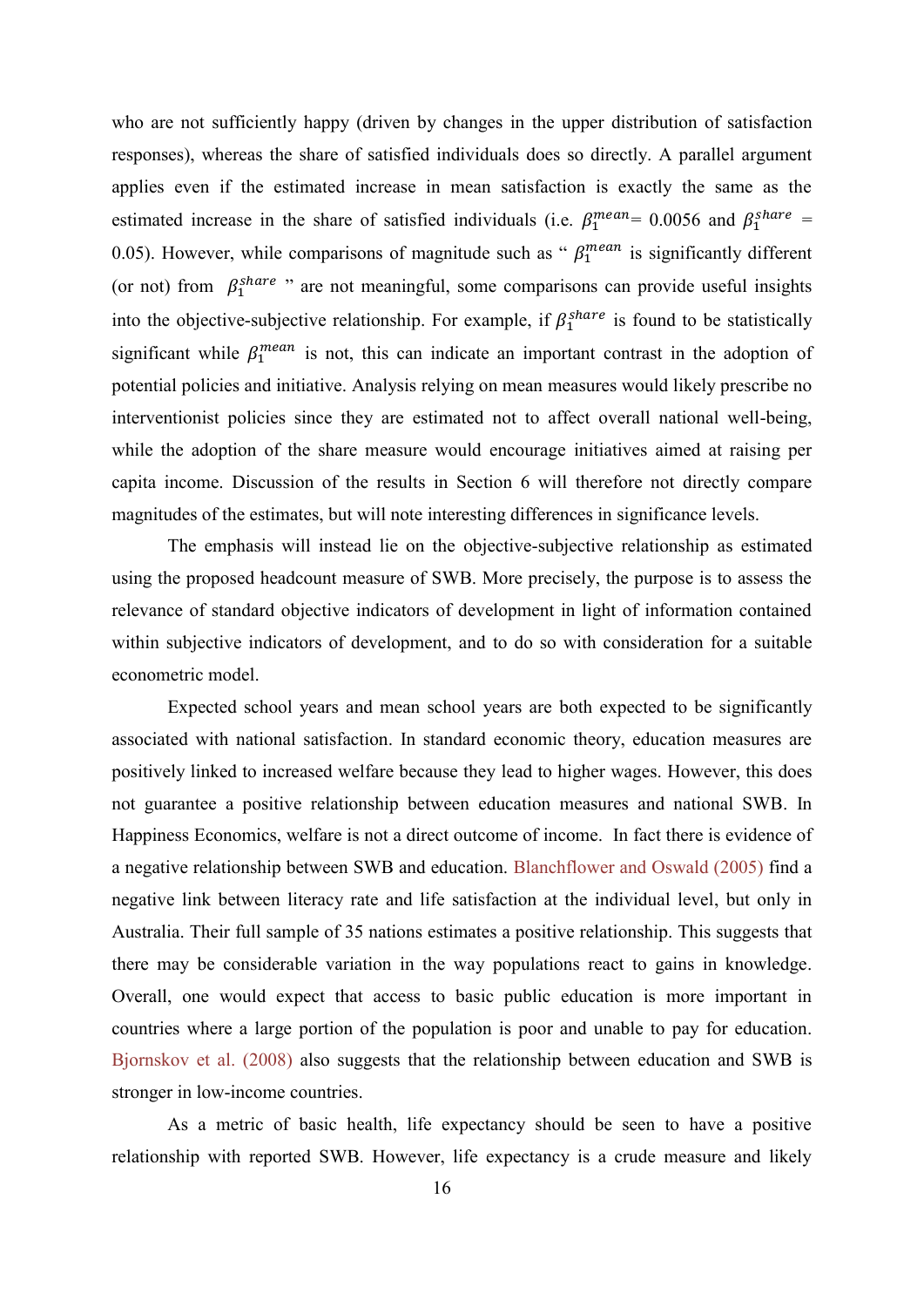who are not sufficiently happy (driven by changes in the upper distribution of satisfaction responses), whereas the share of satisfied individuals does so directly. A parallel argument applies even if the estimated increase in mean satisfaction is exactly the same as the estimated increase in the share of satisfied individuals (i.e. $\beta_1^{mean}$= 0.0056 and $\beta_1^{share}$ = 0.05). However, while comparisons of magnitude such as " $\beta_1^{mean}$ is significantly different (or not) from $\beta_1^{share}$ " are not meaningful, some comparisons can provide useful insights into the objective-subjective relationship. For example, if $\beta_1^{share}$ is found to be statistically significant while $\beta_1^{mean}$ is not, this can indicate an important contrast in the adoption of potential policies and initiative. Analysis relying on mean measures would likely prescribe no interventionist policies since they are estimated not to affect overall national well-being, while the adoption of the share measure would encourage initiatives aimed at raising per capita income. Discussion of the results in Section 6 will therefore not directly compare magnitudes of the estimates, but will note interesting differences in significance levels.

The emphasis will instead lie on the objective-subjective relationship as estimated using the proposed headcount measure of SWB. More precisely, the purpose is to assess the relevance of standard objective indicators of development in light of information contained within subjective indicators of development, and to do so with consideration for a suitable econometric model.

Expected school years and mean school years are both expected to be significantly associated with national satisfaction. In standard economic theory, education measures are positively linked to increased welfare because they lead to higher wages. However, this does not guarantee a positive relationship between education measures and national SWB. In Happiness Economics, welfare is not a direct outcome of income. In fact there is evidence of a negative relationship between SWB and education. Blanchflower and Oswald (2005) find a negative link between literacy rate and life satisfaction at the individual level, but only in Australia. Their full sample of 35 nations estimates a positive relationship. This suggests that there may be considerable variation in the way populations react to gains in knowledge. Overall, one would expect that access to basic public education is more important in countries where a large portion of the population is poor and unable to pay for education. Bjornskov et al. (2008) also suggests that the relationship between education and SWB is stronger in low-income countries.

As a metric of basic health, life expectancy should be seen to have a positive relationship with reported SWB. However, life expectancy is a crude measure and likely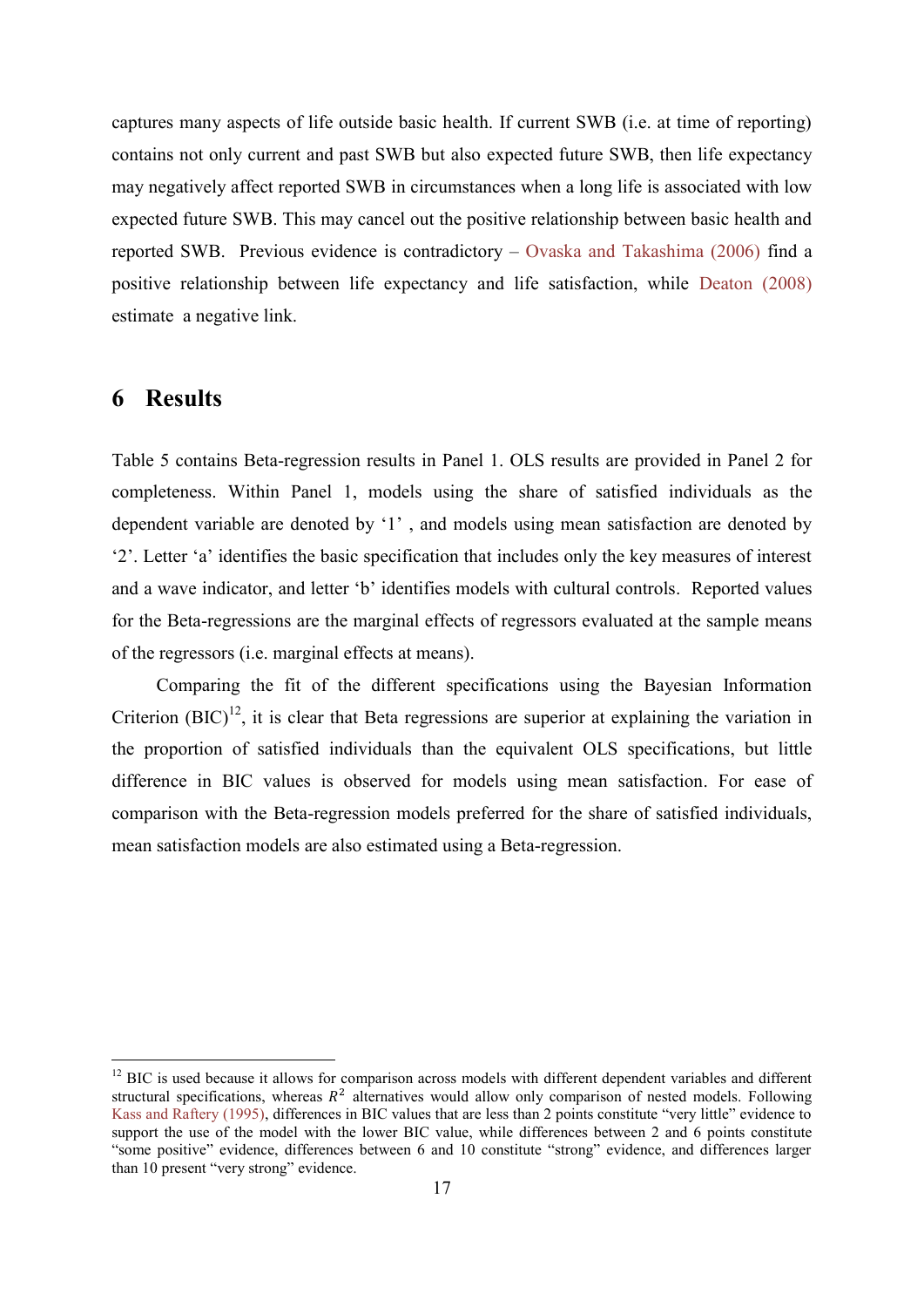captures many aspects of life outside basic health. If current SWB (i.e. at time of reporting) contains not only current and past SWB but also expected future SWB, then life expectancy may negatively affect reported SWB in circumstances when a long life is associated with low expected future SWB. This may cancel out the positive relationship between basic health and reported SWB. Previous evidence is contradictory – Ovaska and Takashima (2006) find a positive relationship between life expectancy and life satisfaction, while Deaton (2008) estimate a negative link.

## 6 Results

Table 5 contains Beta-regression results in Panel 1. OLS results are provided in Panel 2 for completeness. Within Panel 1, models using the share of satisfied individuals as the dependent variable are denoted by '1' , and models using mean satisfaction are denoted by '2'. Letter 'a' identifies the basic specification that includes only the key measures of interest and a wave indicator, and letter 'b' identifies models with cultural controls. Reported values for the Beta-regressions are the marginal effects of regressors evaluated at the sample means of the regressors (i.e. marginal effects at means).

Comparing the fit of the different specifications using the Bayesian Information Criterion (BIC)[12], it is clear that Beta regressions are superior at explaining the variation in the proportion of satisfied individuals than the equivalent OLS specifications, but little difference in BIC values is observed for models using mean satisfaction. For ease of comparison with the Beta-regression models preferred for the share of satisfied individuals, mean satisfaction models are also estimated using a Beta-regression.

[12] BIC is used because it allows for comparison across models with different dependent variables and different structural specifications, whereas $R^2$ alternatives would allow only comparison of nested models. Following Kass and Raftery (1995), differences in BIC values that are less than 2 points constitute "very little" evidence to support the use of the model with the lower BIC value, while differences between 2 and 6 points constitute "some positive" evidence, differences between 6 and 10 constitute "strong" evidence, and differences larger than 10 present "very strong" evidence.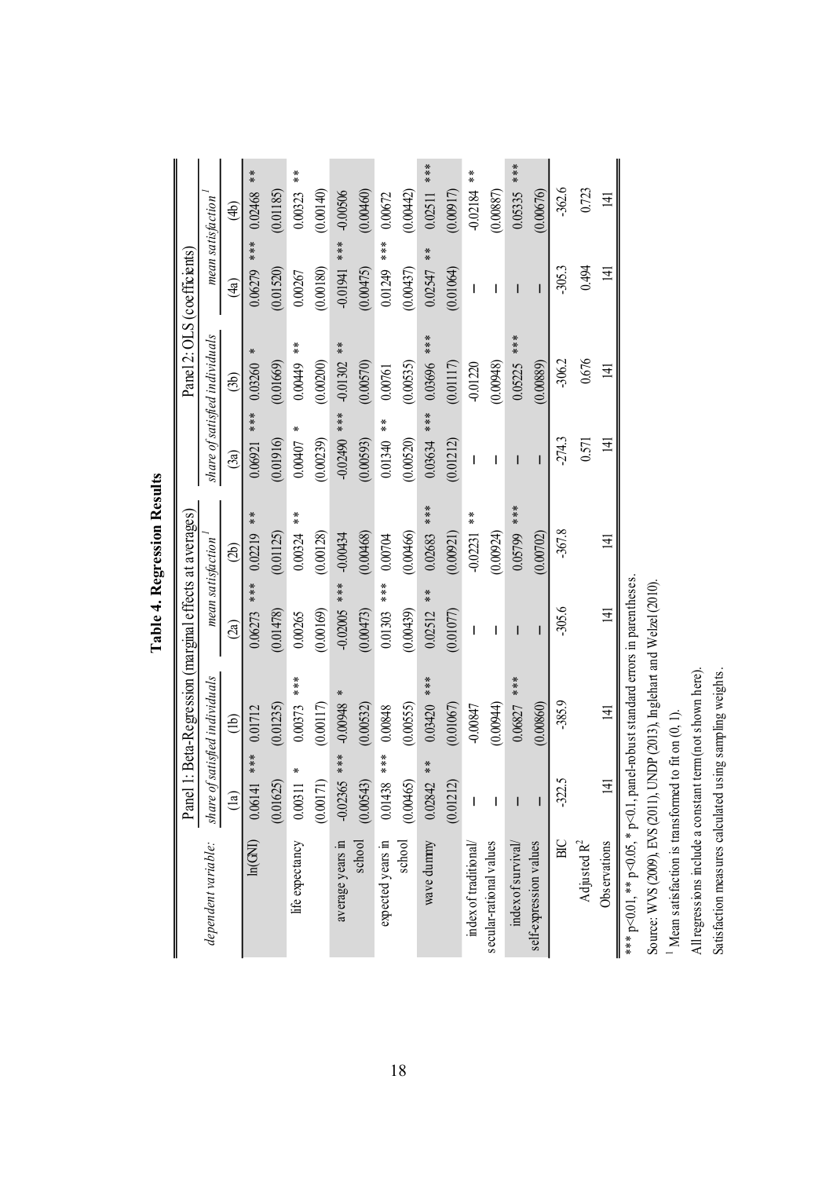# Table 4. Regression Results

| dependent variable: | Panel 1: Beta-Regression (marginal effects at averages) | | | | Panel 2: OLS (coefficients) | | | |
|---|---|---|---|---|---|---|---|---|
| | *share of satisfied individuals* | | *mean satisfaction*[1] | | *share of satisfied individuals* | | *mean satisfaction*[1] | |
| | (1a) | (1b) | (2a) | (2b) | (3a) | (3b) | (4a) | (4b) |
| ln(GNI) | 0.06141 *** | 0.01712 | 0.06273 *** | 0.02219 ** | 0.06921 *** | 0.03260 * | 0.06279 *** | 0.02468 ** |
| | (0.01625) | (0.01235) | (0.01478) | (0.01125) | (0.01916) | (0.01669) | (0.01520) | (0.01185) |
| life expectancy | 0.00311 * | 0.00373 *** | 0.00265 | 0.00324 ** | 0.00407 * | 0.00449 ** | 0.00267 | 0.00323 ** |
| | (0.00171) | (0.00117) | (0.00169) | (0.00128) | (0.00239) | (0.00200) | (0.00180) | (0.00140) |
| average years in school | -0.02365 *** | -0.00948 * | -0.02005 *** | -0.00434 | -0.02490 *** | -0.01302 ** | -0.01941 *** | -0.00506 |
| | (0.00543) | (0.00532) | (0.00473) | (0.00468) | (0.00593) | (0.00570) | (0.00475) | (0.00460) |
| expected years in school | 0.01438 *** | 0.00848 | 0.01303 *** | 0.00704 | 0.01340 ** | 0.00761 | 0.01249 *** | 0.00672 |
| | (0.00465) | (0.00555) | (0.00439) | (0.00466) | (0.00520) | (0.00535) | (0.00437) | (0.00442) |
| wave dummy | 0.02842 ** | 0.03420 *** | 0.02512 ** | 0.02683 *** | 0.03634 *** | 0.03696 *** | 0.02547 ** | 0.02511 *** |
| | (0.01212) | (0.01067) | (0.01077) | (0.00921) | (0.01212) | (0.01117) | (0.01064) | (0.00917) |
| index of traditional/ secular-rational values | – | -0.00847 | – | -0.02231 ** | – | -0.01220 | – | -0.02184 ** |
| | – | (0.00944) | – | (0.00924) | – | (0.00948) | – | (0.00887) |
| index of survival/ self-expression values | – | 0.06827 *** | – | 0.05799 *** | – | 0.05225 *** | – | 0.05335 *** |
| | – | (0.00860) | – | (0.00702) | – | (0.00889) | – | (0.00676) |
| BIC | -322.5 | -385.9 | -305.6 | -367.8 | -274.3 | -306.2 | -305.3 | -362.6 |
| Adjusted $R^2$ | | | | | 0.571 | 0.676 | 0.494 | 0.723 |
| Observations | 141 | 141 | 141 | 141 | 141 | 141 | 141 | 141 |

*** p<0.01, ** p<0.05, * p<0.1, panel-robust standard errors in parentheses.

Source: WVS (2009), EVS (2011), UNDP (2013), Inglehart and Welzel (2010).

[1] Mean satisfaction is transformed to fit on (0, 1).

All regressions include a constant term (not shown here).

Satisfaction measures calculated using sampling weights.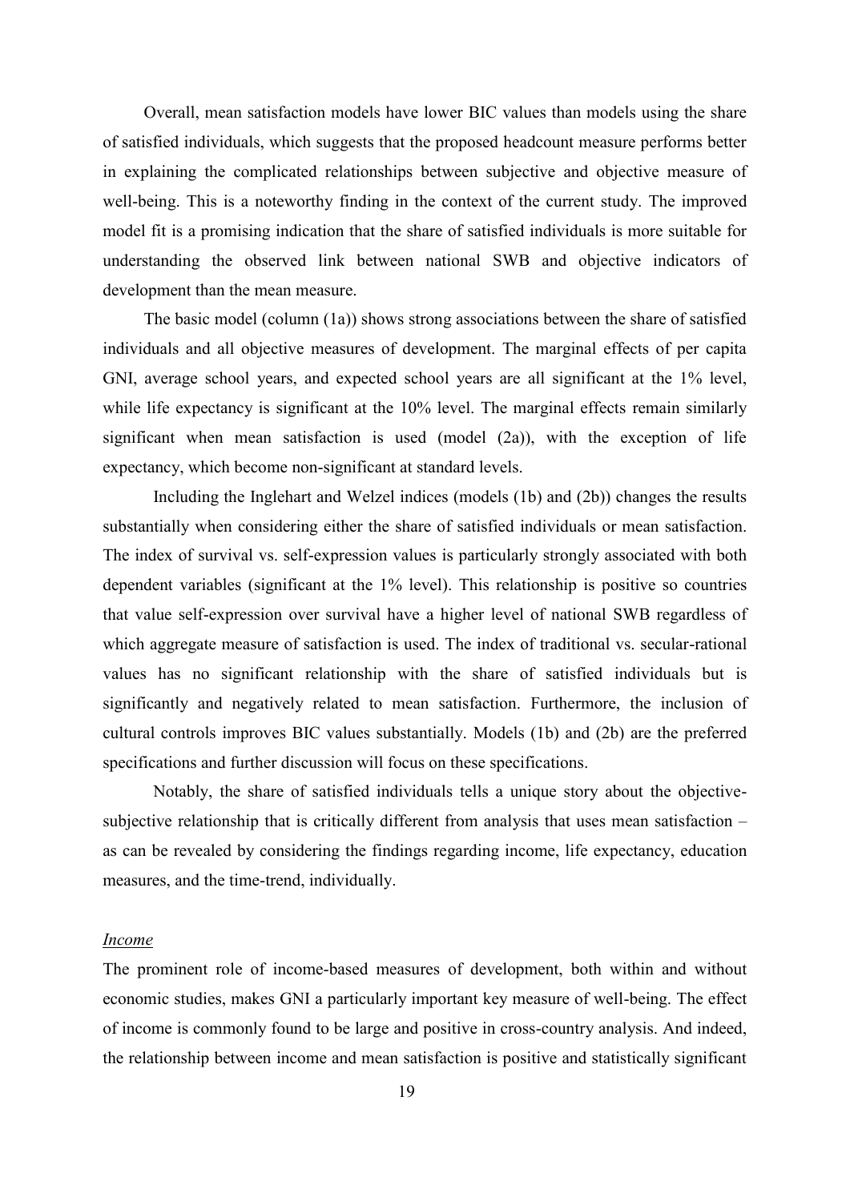Overall, mean satisfaction models have lower BIC values than models using the share of satisfied individuals, which suggests that the proposed headcount measure performs better in explaining the complicated relationships between subjective and objective measure of well-being. This is a noteworthy finding in the context of the current study. The improved model fit is a promising indication that the share of satisfied individuals is more suitable for understanding the observed link between national SWB and objective indicators of development than the mean measure.

The basic model (column (1a)) shows strong associations between the share of satisfied individuals and all objective measures of development. The marginal effects of per capita GNI, average school years, and expected school years are all significant at the 1% level, while life expectancy is significant at the 10% level. The marginal effects remain similarly significant when mean satisfaction is used (model (2a)), with the exception of life expectancy, which become non-significant at standard levels.

Including the Inglehart and Welzel indices (models (1b) and (2b)) changes the results substantially when considering either the share of satisfied individuals or mean satisfaction. The index of survival vs. self-expression values is particularly strongly associated with both dependent variables (significant at the 1% level). This relationship is positive so countries that value self-expression over survival have a higher level of national SWB regardless of which aggregate measure of satisfaction is used. The index of traditional vs. secular-rational values has no significant relationship with the share of satisfied individuals but is significantly and negatively related to mean satisfaction. Furthermore, the inclusion of cultural controls improves BIC values substantially. Models (1b) and (2b) are the preferred specifications and further discussion will focus on these specifications.

Notably, the share of satisfied individuals tells a unique story about the objective-subjective relationship that is critically different from analysis that uses mean satisfaction – as can be revealed by considering the findings regarding income, life expectancy, education measures, and the time-trend, individually.

*Income*

The prominent role of income-based measures of development, both within and without economic studies, makes GNI a particularly important key measure of well-being. The effect of income is commonly found to be large and positive in cross-country analysis. And indeed, the relationship between income and mean satisfaction is positive and statistically significant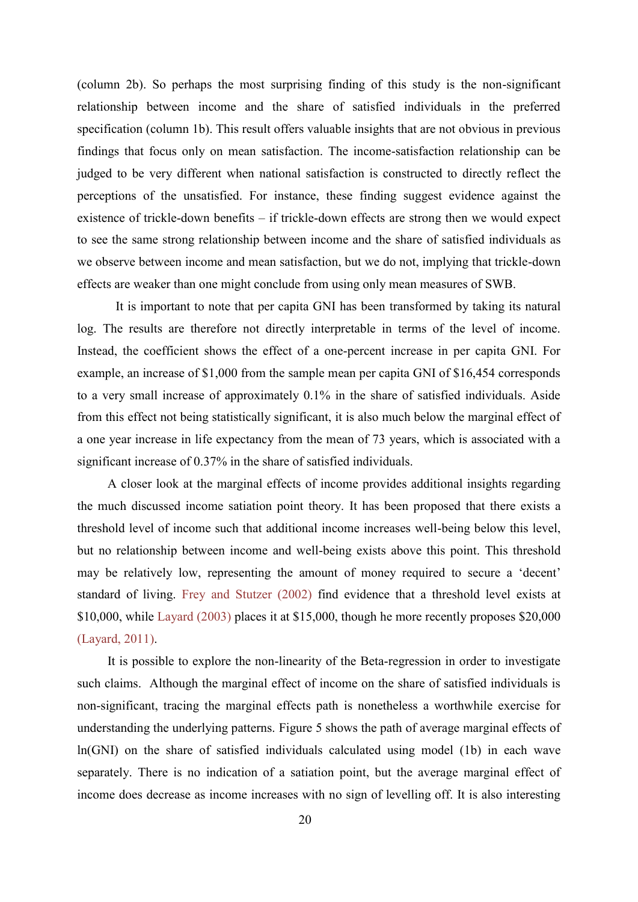(column 2b). So perhaps the most surprising finding of this study is the non-significant relationship between income and the share of satisfied individuals in the preferred specification (column 1b). This result offers valuable insights that are not obvious in previous findings that focus only on mean satisfaction. The income-satisfaction relationship can be judged to be very different when national satisfaction is constructed to directly reflect the perceptions of the unsatisfied. For instance, these finding suggest evidence against the existence of trickle-down benefits – if trickle-down effects are strong then we would expect to see the same strong relationship between income and the share of satisfied individuals as we observe between income and mean satisfaction, but we do not, implying that trickle-down effects are weaker than one might conclude from using only mean measures of SWB.

It is important to note that per capita GNI has been transformed by taking its natural log. The results are therefore not directly interpretable in terms of the level of income. Instead, the coefficient shows the effect of a one-percent increase in per capita GNI. For example, an increase of $1,000 from the sample mean per capita GNI of $16,454 corresponds to a very small increase of approximately 0.1% in the share of satisfied individuals. Aside from this effect not being statistically significant, it is also much below the marginal effect of a one year increase in life expectancy from the mean of 73 years, which is associated with a significant increase of 0.37% in the share of satisfied individuals.

A closer look at the marginal effects of income provides additional insights regarding the much discussed income satiation point theory. It has been proposed that there exists a threshold level of income such that additional income increases well-being below this level, but no relationship between income and well-being exists above this point. This threshold may be relatively low, representing the amount of money required to secure a 'decent' standard of living. Frey and Stutzer (2002) find evidence that a threshold level exists at $10,000, while Layard (2003) places it at $15,000, though he more recently proposes $20,000 (Layard, 2011).

It is possible to explore the non-linearity of the Beta-regression in order to investigate such claims. Although the marginal effect of income on the share of satisfied individuals is non-significant, tracing the marginal effects path is nonetheless a worthwhile exercise for understanding the underlying patterns. Figure 5 shows the path of average marginal effects of ln(GNI) on the share of satisfied individuals calculated using model (1b) in each wave separately. There is no indication of a satiation point, but the average marginal effect of income does decrease as income increases with no sign of levelling off. It is also interesting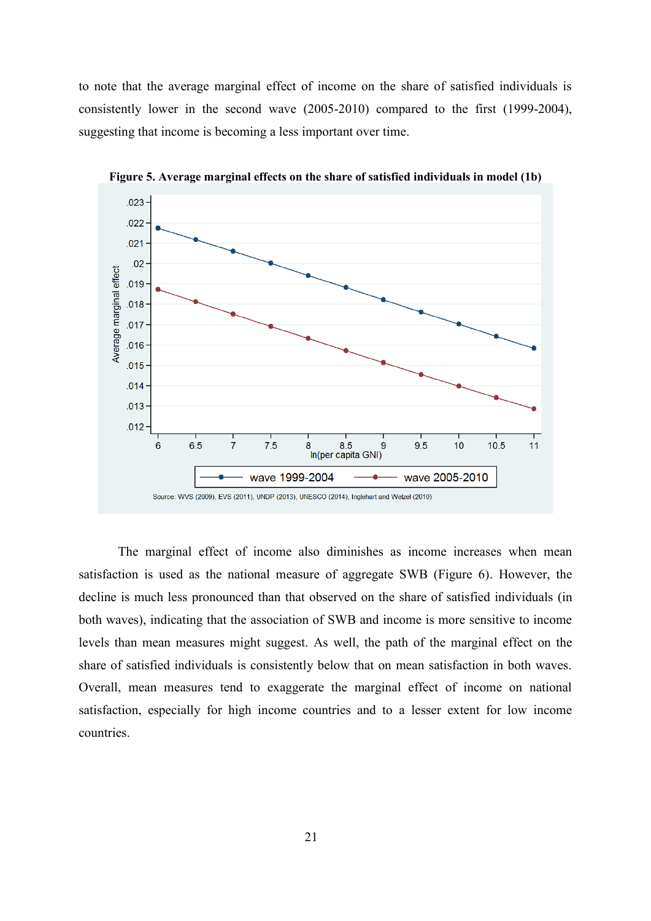to note that the average marginal effect of income on the share of satisfied individuals is consistently lower in the second wave (2005-2010) compared to the first (1999-2004), suggesting that income is becoming a less important over time.

**Figure 5. Average marginal effects on the share of satisfied individuals in model (1b)**

Source: WVS (2009), EVS (2011), UNDP (2013), UNESCO (2014), Inglehart and Welzel (2010)

The marginal effect of income also diminishes as income increases when mean satisfaction is used as the national measure of aggregate SWB (Figure 6). However, the decline is much less pronounced than that observed on the share of satisfied individuals (in both waves), indicating that the association of SWB and income is more sensitive to income levels than mean measures might suggest. As well, the path of the marginal effect on the share of satisfied individuals is consistently below that on mean satisfaction in both waves. Overall, mean measures tend to exaggerate the marginal effect of income on national satisfaction, especially for high income countries and to a lesser extent for low income countries.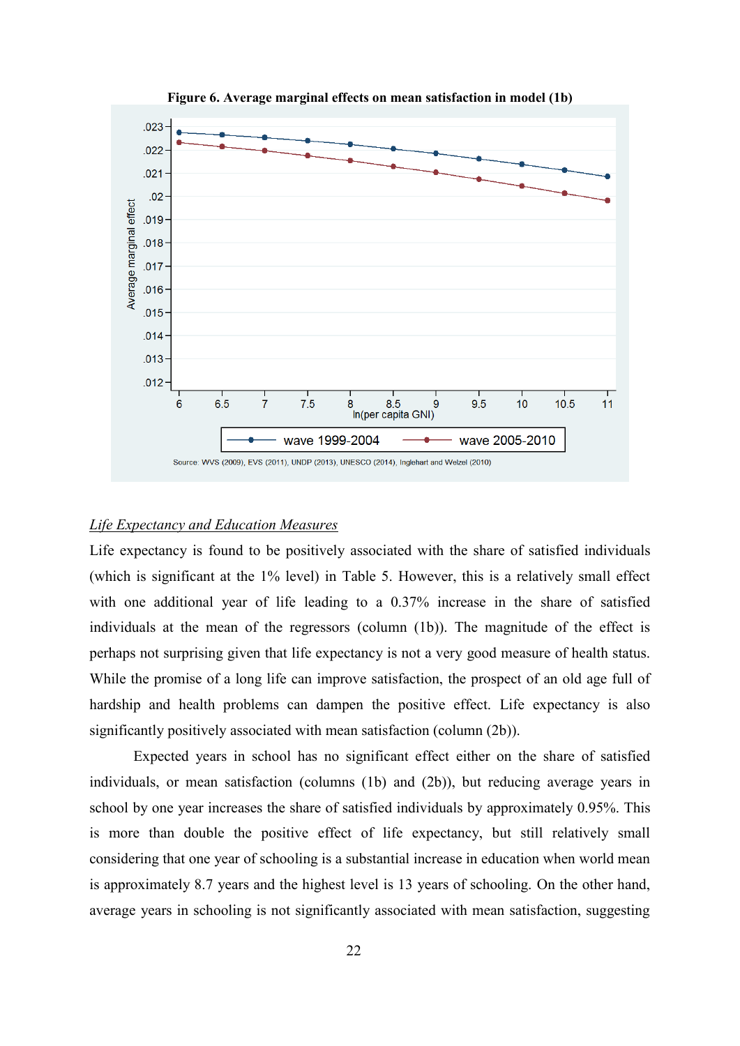**Figure 6. Average marginal effects on mean satisfaction in model (1b)**

Source: WVS (2009), EVS (2011), UNDP (2013), UNESCO (2014), Inglehart and Welzel (2010)

*Life Expectancy and Education Measures*

Life expectancy is found to be positively associated with the share of satisfied individuals (which is significant at the 1% level) in Table 5. However, this is a relatively small effect with one additional year of life leading to a 0.37% increase in the share of satisfied individuals at the mean of the regressors (column (1b)). The magnitude of the effect is perhaps not surprising given that life expectancy is not a very good measure of health status. While the promise of a long life can improve satisfaction, the prospect of an old age full of hardship and health problems can dampen the positive effect. Life expectancy is also significantly positively associated with mean satisfaction (column (2b)).

Expected years in school has no significant effect either on the share of satisfied individuals, or mean satisfaction (columns (1b) and (2b)), but reducing average years in school by one year increases the share of satisfied individuals by approximately 0.95%. This is more than double the positive effect of life expectancy, but still relatively small considering that one year of schooling is a substantial increase in education when world mean is approximately 8.7 years and the highest level is 13 years of schooling. On the other hand, average years in schooling is not significantly associated with mean satisfaction, suggesting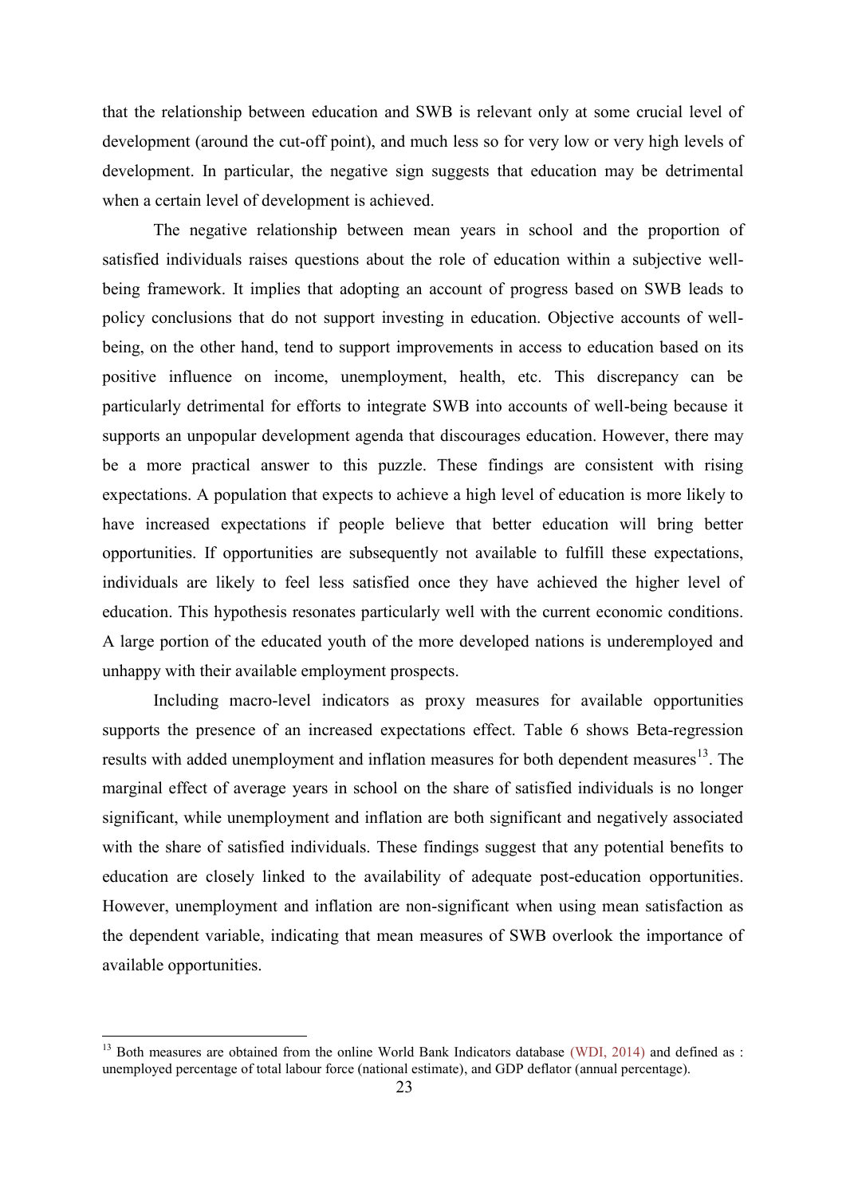that the relationship between education and SWB is relevant only at some crucial level of development (around the cut-off point), and much less so for very low or very high levels of development. In particular, the negative sign suggests that education may be detrimental when a certain level of development is achieved.

The negative relationship between mean years in school and the proportion of satisfied individuals raises questions about the role of education within a subjective well-being framework. It implies that adopting an account of progress based on SWB leads to policy conclusions that do not support investing in education. Objective accounts of well-being, on the other hand, tend to support improvements in access to education based on its positive influence on income, unemployment, health, etc. This discrepancy can be particularly detrimental for efforts to integrate SWB into accounts of well-being because it supports an unpopular development agenda that discourages education. However, there may be a more practical answer to this puzzle. These findings are consistent with rising expectations. A population that expects to achieve a high level of education is more likely to have increased expectations if people believe that better education will bring better opportunities. If opportunities are subsequently not available to fulfill these expectations, individuals are likely to feel less satisfied once they have achieved the higher level of education. This hypothesis resonates particularly well with the current economic conditions. A large portion of the educated youth of the more developed nations is underemployed and unhappy with their available employment prospects.

Including macro-level indicators as proxy measures for available opportunities supports the presence of an increased expectations effect. Table 6 shows Beta-regression results with added unemployment and inflation measures for both dependent measures[13]. The marginal effect of average years in school on the share of satisfied individuals is no longer significant, while unemployment and inflation are both significant and negatively associated with the share of satisfied individuals. These findings suggest that any potential benefits to education are closely linked to the availability of adequate post-education opportunities. However, unemployment and inflation are non-significant when using mean satisfaction as the dependent variable, indicating that mean measures of SWB overlook the importance of available opportunities.

---

[13] Both measures are obtained from the online World Bank Indicators database (WDI, 2014) and defined as : unemployed percentage of total labour force (national estimate), and GDP deflator (annual percentage).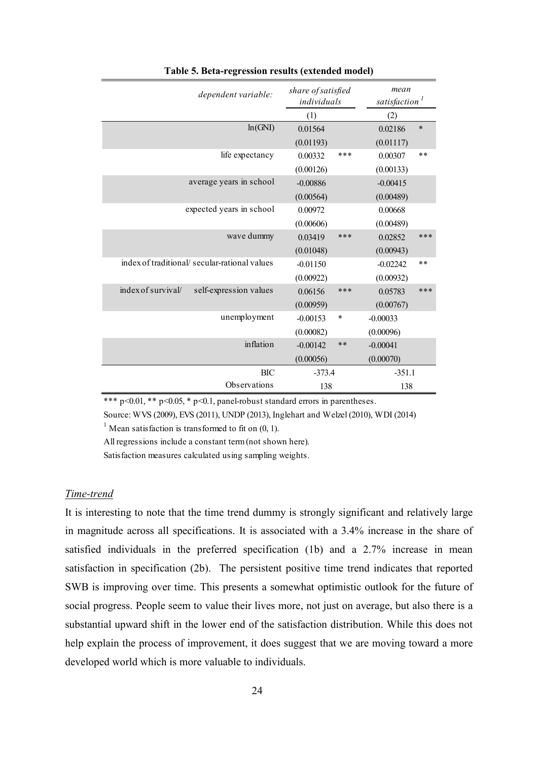**Table 5. Beta-regression results (extended model)**

| *dependent variable:* | *share of satisfied individuals* | | *mean satisfaction* [1] | |
|---|---|---|---|---|
| | (1) | | (2) | |
| ln(GNI) | 0.01564 | | 0.02186 | * |
| | (0.01193) | | (0.01117) | |
| life expectancy | 0.00332 | *** | 0.00307 | ** |
| | (0.00126) | | (0.00133) | |
| average years in school | -0.00886 | | -0.00415 | |
| | (0.00564) | | (0.00489) | |
| expected years in school | 0.00972 | | 0.00668 | |
| | (0.00606) | | (0.00489) | |
| wave dummy | 0.03419 | *** | 0.02852 | *** |
| | (0.01048) | | (0.00943) | |
| index of traditional/ secular-rational values | -0.01150 | | -0.02242 | ** |
| | (0.00922) | | (0.00932) | |
| index of survival/ self-expression values | 0.06156 | *** | 0.05783 | *** |
| | (0.00959) | | (0.00767) | |
| unemployment | -0.00153 | * | -0.00033 | |
| | (0.00082) | | (0.00096) | |
| inflation | -0.00142 | ** | -0.00041 | |
| | (0.00056) | | (0.00070) | |
| BIC | -373.4 | | -351.1 | |
| Observations | 138 | | 138 | |

*** p<0.01, ** p<0.05, * p<0.1, panel-robust standard errors in parentheses.

Source: WVS (2009), EVS (2011), UNDP (2013), Inglehart and Welzel (2010), WDI (2014)

[1] Mean satisfaction is transformed to fit on (0, 1).

All regressions include a constant term (not shown here).

Satisfaction measures calculated using sampling weights.

*Time-trend*

It is interesting to note that the time trend dummy is strongly significant and relatively large in magnitude across all specifications. It is associated with a 3.4% increase in the share of satisfied individuals in the preferred specification (1b) and a 2.7% increase in mean satisfaction in specification (2b). The persistent positive time trend indicates that reported SWB is improving over time. This presents a somewhat optimistic outlook for the future of social progress. People seem to value their lives more, not just on average, but also there is a substantial upward shift in the lower end of the satisfaction distribution. While this does not help explain the process of improvement, it does suggest that we are moving toward a more developed world which is more valuable to individuals.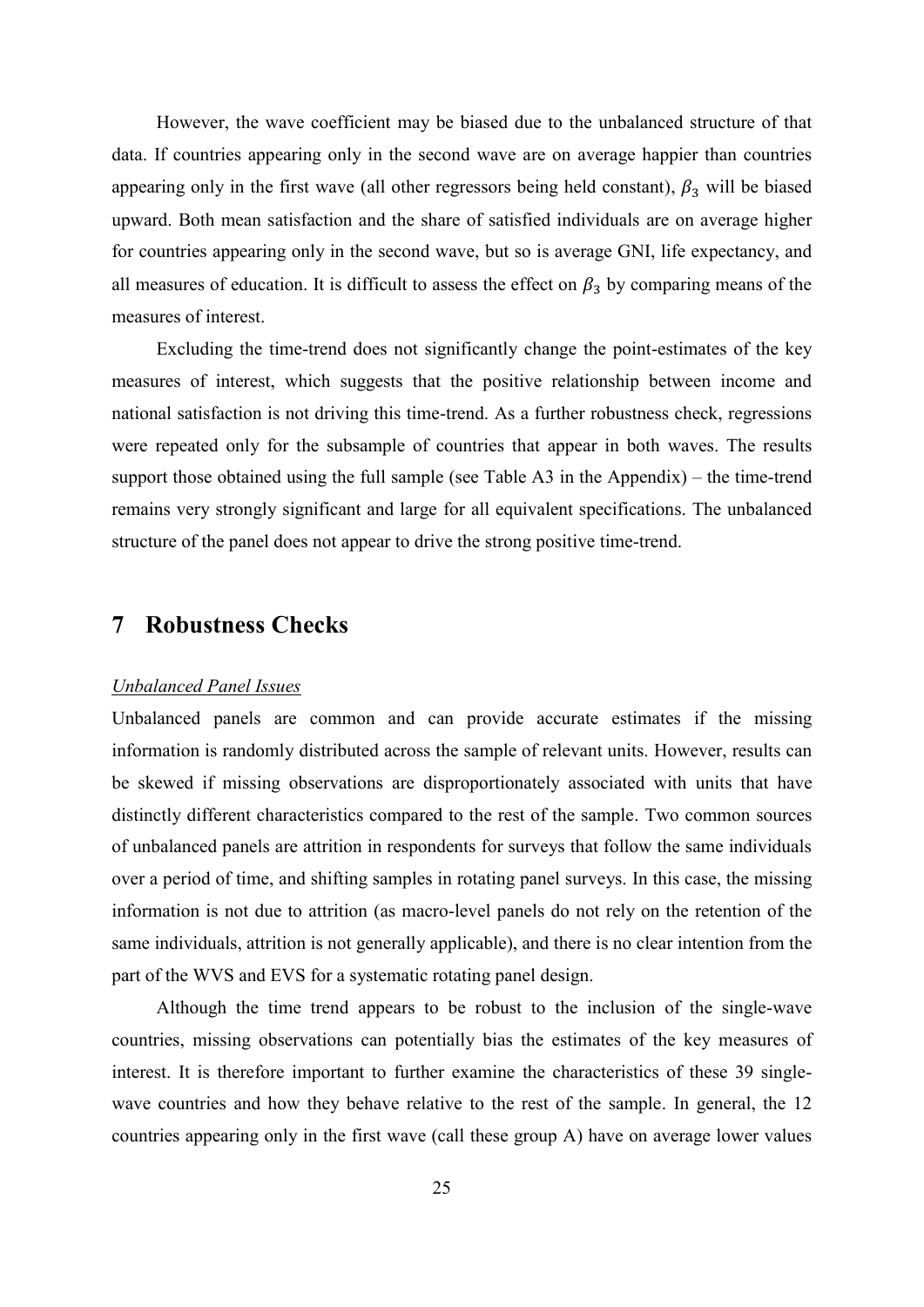However, the wave coefficient may be biased due to the unbalanced structure of that data. If countries appearing only in the second wave are on average happier than countries appearing only in the first wave (all other regressors being held constant), $\beta_3$ will be biased upward. Both mean satisfaction and the share of satisfied individuals are on average higher for countries appearing only in the second wave, but so is average GNI, life expectancy, and all measures of education. It is difficult to assess the effect on $\beta_3$ by comparing means of the measures of interest.

Excluding the time-trend does not significantly change the point-estimates of the key measures of interest, which suggests that the positive relationship between income and national satisfaction is not driving this time-trend. As a further robustness check, regressions were repeated only for the subsample of countries that appear in both waves. The results support those obtained using the full sample (see Table A3 in the Appendix) – the time-trend remains very strongly significant and large for all equivalent specifications. The unbalanced structure of the panel does not appear to drive the strong positive time-trend.

# 7 Robustness Checks

*Unbalanced Panel Issues*

Unbalanced panels are common and can provide accurate estimates if the missing information is randomly distributed across the sample of relevant units. However, results can be skewed if missing observations are disproportionately associated with units that have distinctly different characteristics compared to the rest of the sample. Two common sources of unbalanced panels are attrition in respondents for surveys that follow the same individuals over a period of time, and shifting samples in rotating panel surveys. In this case, the missing information is not due to attrition (as macro-level panels do not rely on the retention of the same individuals, attrition is not generally applicable), and there is no clear intention from the part of the WVS and EVS for a systematic rotating panel design.

Although the time trend appears to be robust to the inclusion of the single-wave countries, missing observations can potentially bias the estimates of the key measures of interest. It is therefore important to further examine the characteristics of these 39 single-wave countries and how they behave relative to the rest of the sample. In general, the 12 countries appearing only in the first wave (call these group A) have on average lower values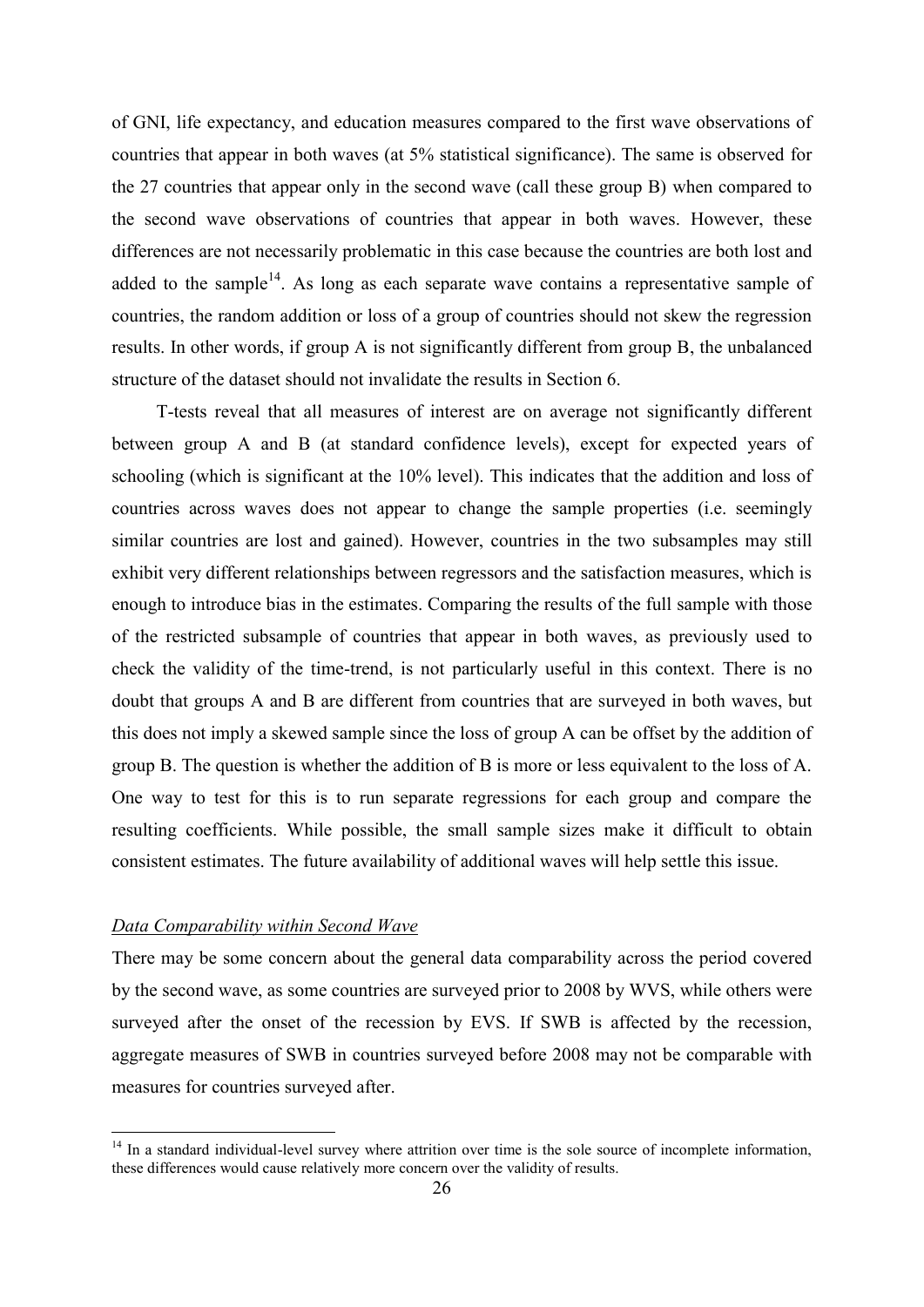of GNI, life expectancy, and education measures compared to the first wave observations of countries that appear in both waves (at 5% statistical significance). The same is observed for the 27 countries that appear only in the second wave (call these group B) when compared to the second wave observations of countries that appear in both waves. However, these differences are not necessarily problematic in this case because the countries are both lost and added to the sample[14]. As long as each separate wave contains a representative sample of countries, the random addition or loss of a group of countries should not skew the regression results. In other words, if group A is not significantly different from group B, the unbalanced structure of the dataset should not invalidate the results in Section 6.

T-tests reveal that all measures of interest are on average not significantly different between group A and B (at standard confidence levels), except for expected years of schooling (which is significant at the 10% level). This indicates that the addition and loss of countries across waves does not appear to change the sample properties (i.e. seemingly similar countries are lost and gained). However, countries in the two subsamples may still exhibit very different relationships between regressors and the satisfaction measures, which is enough to introduce bias in the estimates. Comparing the results of the full sample with those of the restricted subsample of countries that appear in both waves, as previously used to check the validity of the time-trend, is not particularly useful in this context. There is no doubt that groups A and B are different from countries that are surveyed in both waves, but this does not imply a skewed sample since the loss of group A can be offset by the addition of group B. The question is whether the addition of B is more or less equivalent to the loss of A. One way to test for this is to run separate regressions for each group and compare the resulting coefficients. While possible, the small sample sizes make it difficult to obtain consistent estimates. The future availability of additional waves will help settle this issue.

*Data Comparability within Second Wave*

There may be some concern about the general data comparability across the period covered by the second wave, as some countries are surveyed prior to 2008 by WVS, while others were surveyed after the onset of the recession by EVS. If SWB is affected by the recession, aggregate measures of SWB in countries surveyed before 2008 may not be comparable with measures for countries surveyed after.

[14] In a standard individual-level survey where attrition over time is the sole source of incomplete information, these differences would cause relatively more concern over the validity of results.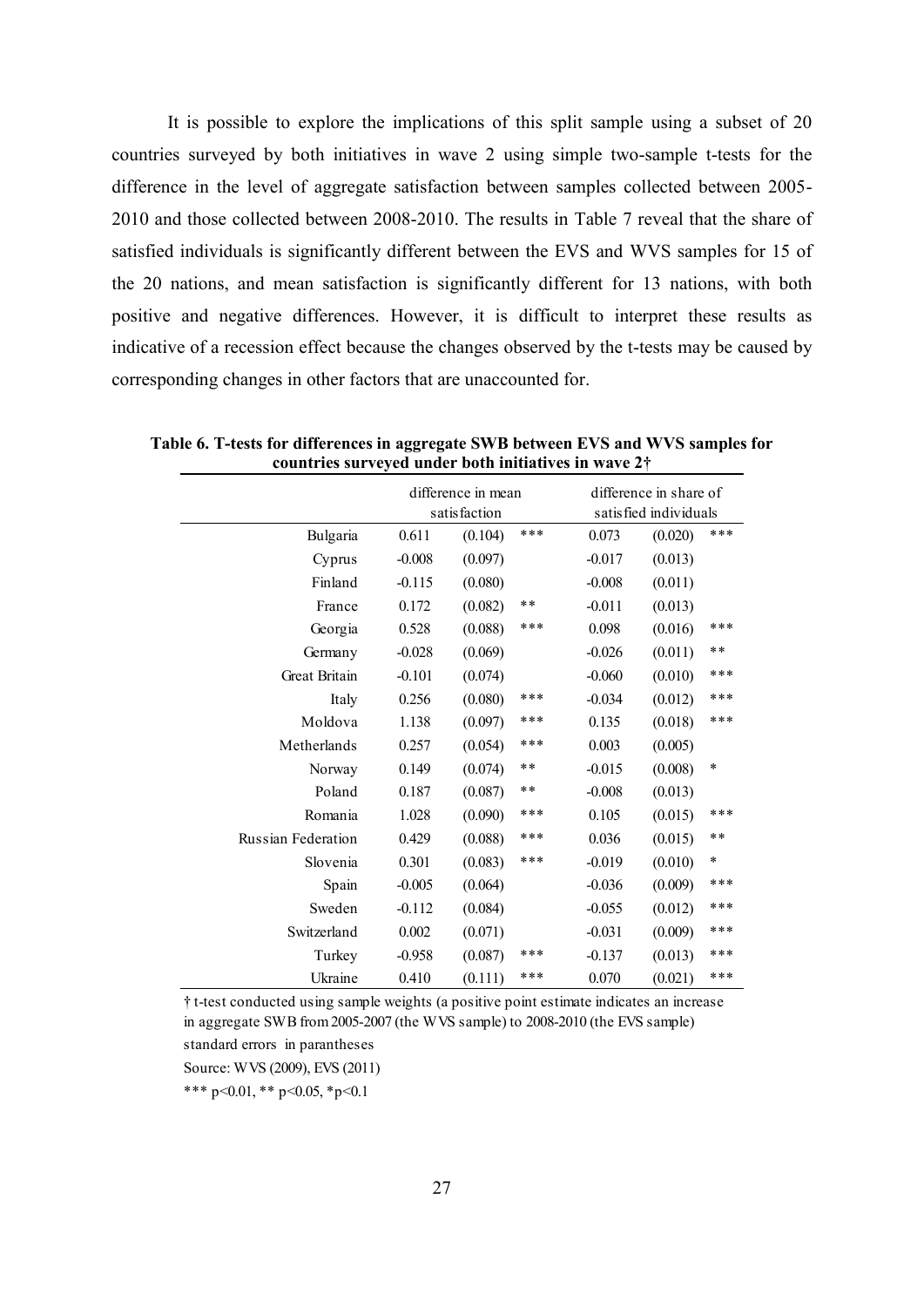It is possible to explore the implications of this split sample using a subset of 20 countries surveyed by both initiatives in wave 2 using simple two-sample t-tests for the difference in the level of aggregate satisfaction between samples collected between 2005-2010 and those collected between 2008-2010. The results in Table 7 reveal that the share of satisfied individuals is significantly different between the EVS and WVS samples for 15 of the 20 nations, and mean satisfaction is significantly different for 13 nations, with both positive and negative differences. However, it is difficult to interpret these results as indicative of a recession effect because the changes observed by the t-tests may be caused by corresponding changes in other factors that are unaccounted for.

**Table 6. T-tests for differences in aggregate SWB between EVS and WVS samples for countries surveyed under both initiatives in wave 2†**

| | difference in mean satisfaction | | | difference in share of satisfied individuals | | |
|---|---|---|---|---|---|---|
| Bulgaria | 0.611 | (0.104) | *** | 0.073 | (0.020) | *** |
| Cyprus | -0.008 | (0.097) | | -0.017 | (0.013) | |
| Finland | -0.115 | (0.080) | | -0.008 | (0.011) | |
| France | 0.172 | (0.082) | ** | -0.011 | (0.013) | |
| Georgia | 0.528 | (0.088) | *** | 0.098 | (0.016) | *** |
| Germany | -0.028 | (0.069) | | -0.026 | (0.011) | ** |
| Great Britain | -0.101 | (0.074) | | -0.060 | (0.010) | *** |
| Italy | 0.256 | (0.080) | *** | -0.034 | (0.012) | *** |
| Moldova | 1.138 | (0.097) | *** | 0.135 | (0.018) | *** |
| Metherlands | 0.257 | (0.054) | *** | 0.003 | (0.005) | |
| Norway | 0.149 | (0.074) | ** | -0.015 | (0.008) | * |
| Poland | 0.187 | (0.087) | ** | -0.008 | (0.013) | |
| Romania | 1.028 | (0.090) | *** | 0.105 | (0.015) | *** |
| Russian Federation | 0.429 | (0.088) | *** | 0.036 | (0.015) | ** |
| Slovenia | 0.301 | (0.083) | *** | -0.019 | (0.010) | * |
| Spain | -0.005 | (0.064) | | -0.036 | (0.009) | *** |
| Sweden | -0.112 | (0.084) | | -0.055 | (0.012) | *** |
| Switzerland | 0.002 | (0.071) | | -0.031 | (0.009) | *** |
| Turkey | -0.958 | (0.087) | *** | -0.137 | (0.013) | *** |
| Ukraine | 0.410 | (0.111) | *** | 0.070 | (0.021) | *** |

† t-test conducted using sample weights (a positive point estimate indicates an increase in aggregate SWB from 2005-2007 (the WVS sample) to 2008-2010 (the EVS sample)

standard errors in parantheses

Source: WVS (2009), EVS (2011)

*** $p<0.01$, ** $p<0.05$, * $p<0.1$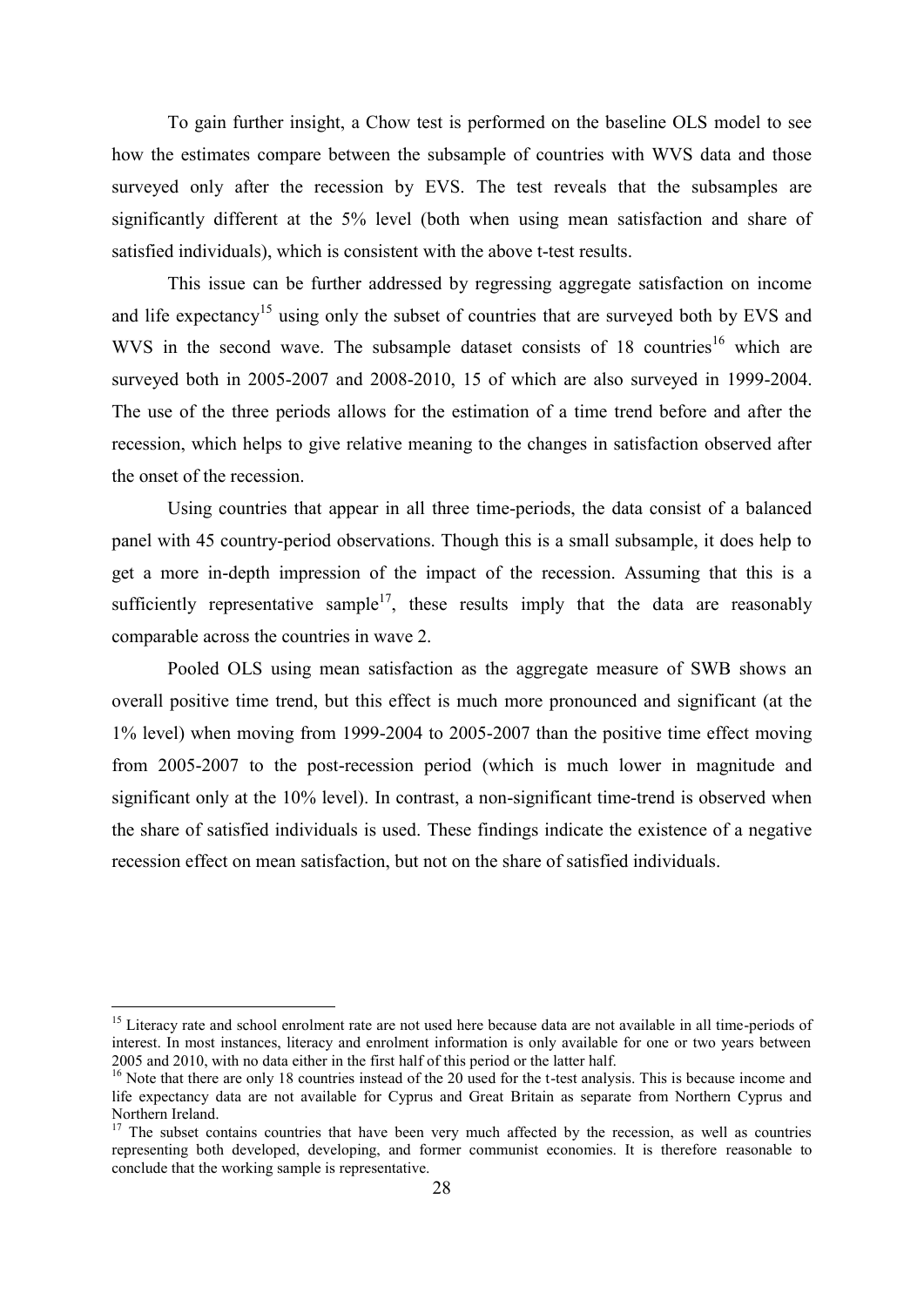To gain further insight, a Chow test is performed on the baseline OLS model to see how the estimates compare between the subsample of countries with WVS data and those surveyed only after the recession by EVS. The test reveals that the subsamples are significantly different at the 5% level (both when using mean satisfaction and share of satisfied individuals), which is consistent with the above t-test results.

This issue can be further addressed by regressing aggregate satisfaction on income and life expectancy[15] using only the subset of countries that are surveyed both by EVS and WVS in the second wave. The subsample dataset consists of 18 countries[16] which are surveyed both in 2005-2007 and 2008-2010, 15 of which are also surveyed in 1999-2004. The use of the three periods allows for the estimation of a time trend before and after the recession, which helps to give relative meaning to the changes in satisfaction observed after the onset of the recession.

Using countries that appear in all three time-periods, the data consist of a balanced panel with 45 country-period observations. Though this is a small subsample, it does help to get a more in-depth impression of the impact of the recession. Assuming that this is a sufficiently representative sample[17], these results imply that the data are reasonably comparable across the countries in wave 2.

Pooled OLS using mean satisfaction as the aggregate measure of SWB shows an overall positive time trend, but this effect is much more pronounced and significant (at the 1% level) when moving from 1999-2004 to 2005-2007 than the positive time effect moving from 2005-2007 to the post-recession period (which is much lower in magnitude and significant only at the 10% level). In contrast, a non-significant time-trend is observed when the share of satisfied individuals is used. These findings indicate the existence of a negative recession effect on mean satisfaction, but not on the share of satisfied individuals.

[15] Literacy rate and school enrolment rate are not used here because data are not available in all time-periods of interest. In most instances, literacy and enrolment information is only available for one or two years between 2005 and 2010, with no data either in the first half of this period or the latter half.

[16] Note that there are only 18 countries instead of the 20 used for the t-test analysis. This is because income and life expectancy data are not available for Cyprus and Great Britain as separate from Northern Cyprus and Northern Ireland.

[17] The subset contains countries that have been very much affected by the recession, as well as countries representing both developed, developing, and former communist economies. It is therefore reasonable to conclude that the working sample is representative.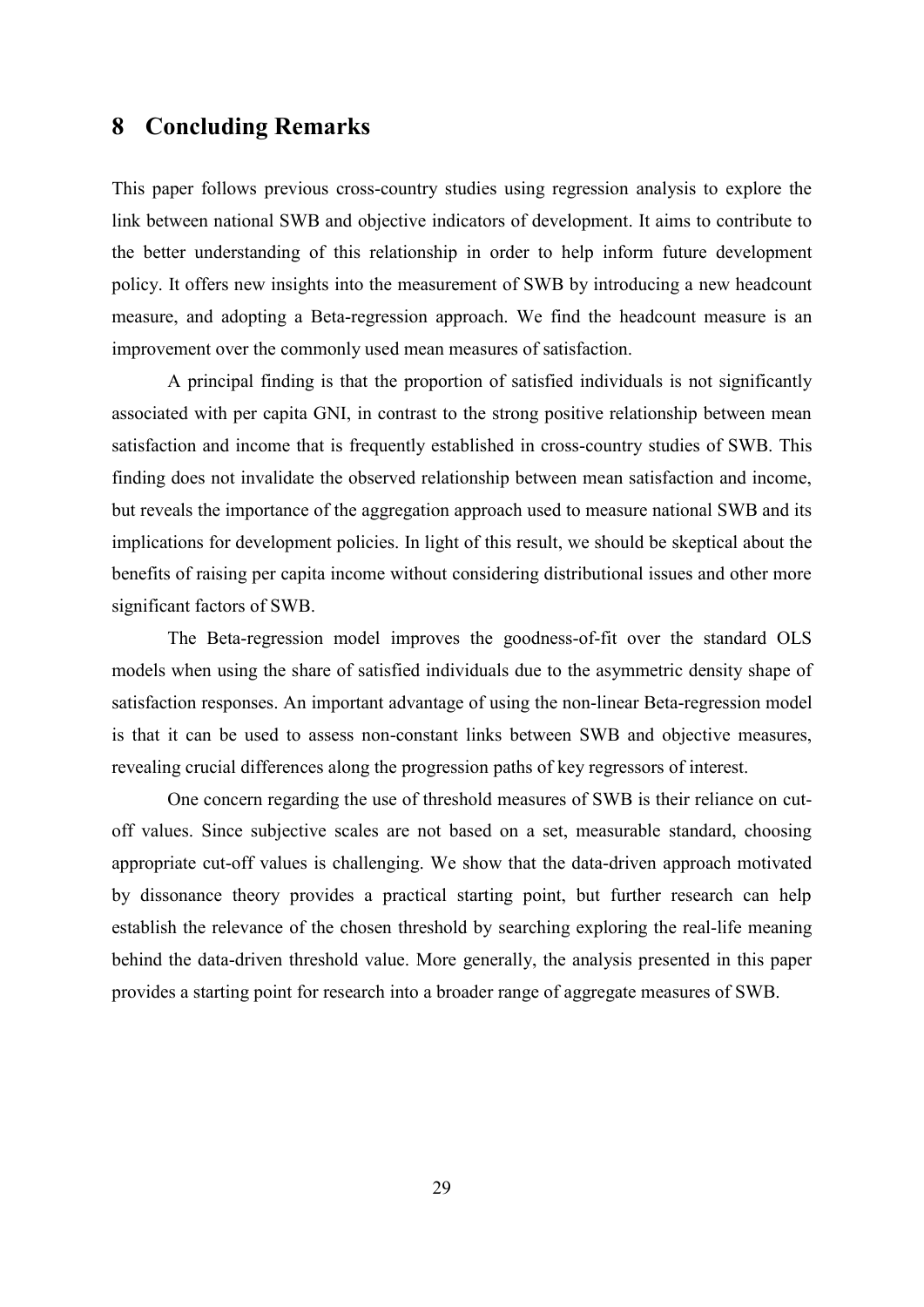# 8 Concluding Remarks

This paper follows previous cross-country studies using regression analysis to explore the link between national SWB and objective indicators of development. It aims to contribute to the better understanding of this relationship in order to help inform future development policy. It offers new insights into the measurement of SWB by introducing a new headcount measure, and adopting a Beta-regression approach. We find the headcount measure is an improvement over the commonly used mean measures of satisfaction.

A principal finding is that the proportion of satisfied individuals is not significantly associated with per capita GNI, in contrast to the strong positive relationship between mean satisfaction and income that is frequently established in cross-country studies of SWB. This finding does not invalidate the observed relationship between mean satisfaction and income, but reveals the importance of the aggregation approach used to measure national SWB and its implications for development policies. In light of this result, we should be skeptical about the benefits of raising per capita income without considering distributional issues and other more significant factors of SWB.

The Beta-regression model improves the goodness-of-fit over the standard OLS models when using the share of satisfied individuals due to the asymmetric density shape of satisfaction responses. An important advantage of using the non-linear Beta-regression model is that it can be used to assess non-constant links between SWB and objective measures, revealing crucial differences along the progression paths of key regressors of interest.

One concern regarding the use of threshold measures of SWB is their reliance on cut-off values. Since subjective scales are not based on a set, measurable standard, choosing appropriate cut-off values is challenging. We show that the data-driven approach motivated by dissonance theory provides a practical starting point, but further research can help establish the relevance of the chosen threshold by searching exploring the real-life meaning behind the data-driven threshold value. More generally, the analysis presented in this paper provides a starting point for research into a broader range of aggregate measures of SWB.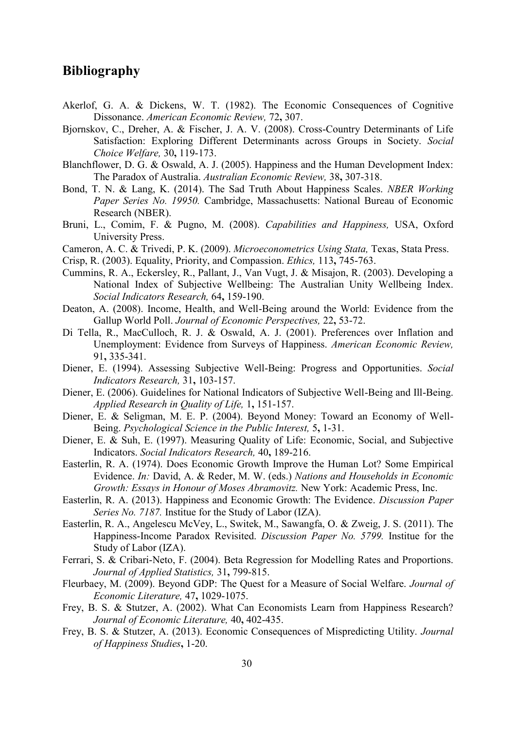## Bibliography

Akerlof, G. A. & Dickens, W. T. (1982). The Economic Consequences of Cognitive Dissonance. *American Economic Review,* 72**,** 307.

Bjornskov, C., Dreher, A. & Fischer, J. A. V. (2008). Cross-Country Determinants of Life Satisfaction: Exploring Different Determinants across Groups in Society. *Social Choice Welfare,* 30**,** 119-173.

Blanchflower, D. G. & Oswald, A. J. (2005). Happiness and the Human Development Index: The Paradox of Australia. *Australian Economic Review,* 38**,** 307-318.

Bond, T. N. & Lang, K. (2014). The Sad Truth About Happiness Scales. *NBER Working Paper Series No. 19950.* Cambridge, Massachusetts: National Bureau of Economic Research (NBER).

Bruni, L., Comim, F. & Pugno, M. (2008). *Capabilities and Happiness,* USA, Oxford University Press.

Cameron, A. C. & Trivedi, P. K. (2009). *Microeconometrics Using Stata,* Texas, Stata Press.

Crisp, R. (2003). Equality, Priority, and Compassion. *Ethics,* 113**,** 745-763.

Cummins, R. A., Eckersley, R., Pallant, J., Van Vugt, J. & Misajon, R. (2003). Developing a National Index of Subjective Wellbeing: The Australian Unity Wellbeing Index. *Social Indicators Research,* 64**,** 159-190.

Deaton, A. (2008). Income, Health, and Well-Being around the World: Evidence from the Gallup World Poll. *Journal of Economic Perspectives,* 22**,** 53-72.

Di Tella, R., MacCulloch, R. J. & Oswald, A. J. (2001). Preferences over Inflation and Unemployment: Evidence from Surveys of Happiness. *American Economic Review,* 91**,** 335-341.

Diener, E. (1994). Assessing Subjective Well-Being: Progress and Opportunities. *Social Indicators Research,* 31**,** 103-157.

Diener, E. (2006). Guidelines for National Indicators of Subjective Well-Being and Ill-Being. *Applied Research in Quality of Life,* 1**,** 151-157.

Diener, E. & Seligman, M. E. P. (2004). Beyond Money: Toward an Economy of Well-Being. *Psychological Science in the Public Interest,* 5**,** 1-31.

Diener, E. & Suh, E. (1997). Measuring Quality of Life: Economic, Social, and Subjective Indicators. *Social Indicators Research,* 40**,** 189-216.

Easterlin, R. A. (1974). Does Economic Growth Improve the Human Lot? Some Empirical Evidence. *In:* David, A. & Reder, M. W. (eds.) *Nations and Households in Economic Growth: Essays in Honour of Moses Abramovitz.* New York: Academic Press, Inc.

Easterlin, R. A. (2013). Happiness and Economic Growth: The Evidence. *Discussion Paper Series No. 7187.* Institue for the Study of Labor (IZA).

Easterlin, R. A., Angelescu McVey, L., Switek, M., Sawangfa, O. & Zweig, J. S. (2011). The Happiness-Income Paradox Revisited. *Discussion Paper No. 5799.* Institue for the Study of Labor (IZA).

Ferrari, S. & Cribari-Neto, F. (2004). Beta Regression for Modelling Rates and Proportions. *Journal of Applied Statistics,* 31**,** 799-815.

Fleurbaey, M. (2009). Beyond GDP: The Quest for a Measure of Social Welfare. *Journal of Economic Literature,* 47**,** 1029-1075.

Frey, B. S. & Stutzer, A. (2002). What Can Economists Learn from Happiness Research? *Journal of Economic Literature,* 40**,** 402-435.

Frey, B. S. & Stutzer, A. (2013). Economic Consequences of Mispredicting Utility. *Journal of Happiness Studies***,** 1-20.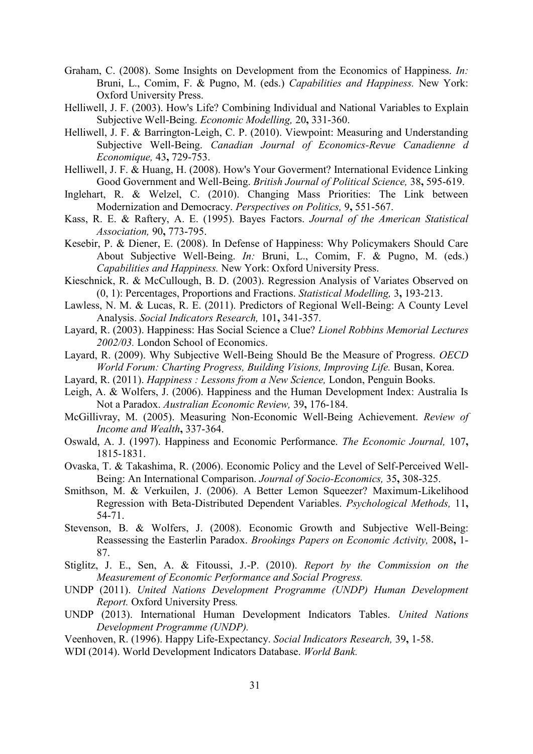Graham, C. (2008). Some Insights on Development from the Economics of Happiness. *In:* Bruni, L., Comim, F. & Pugno, M. (eds.) *Capabilities and Happiness.* New York: Oxford University Press.

Helliwell, J. F. (2003). How's Life? Combining Individual and National Variables to Explain Subjective Well-Being. *Economic Modelling,* 20**,** 331-360.

Helliwell, J. F. & Barrington-Leigh, C. P. (2010). Viewpoint: Measuring and Understanding Subjective Well-Being. *Canadian Journal of Economics-Revue Canadienne d Economique,* 43**,** 729-753.

Helliwell, J. F. & Huang, H. (2008). How's Your Goverment? International Evidence Linking Good Government and Well-Being. *British Journal of Political Science,* 38**,** 595-619.

Inglehart, R. & Welzel, C. (2010). Changing Mass Priorities: The Link between Modernization and Democracy. *Perspectives on Politics,* 9**,** 551-567.

Kass, R. E. & Raftery, A. E. (1995). Bayes Factors. *Journal of the American Statistical Association,* 90**,** 773-795.

Kesebir, P. & Diener, E. (2008). In Defense of Happiness: Why Policymakers Should Care About Subjective Well-Being. *In:* Bruni, L., Comim, F. & Pugno, M. (eds.) *Capabilities and Happiness.* New York: Oxford University Press.

Kieschnick, R. & McCullough, B. D. (2003). Regression Analysis of Variates Observed on (0, 1): Percentages, Proportions and Fractions. *Statistical Modelling,* 3**,** 193-213.

Lawless, N. M. & Lucas, R. E. (2011). Predictors of Regional Well-Being: A County Level Analysis. *Social Indicators Research,* 101**,** 341-357.

Layard, R. (2003). Happiness: Has Social Science a Clue? *Lionel Robbins Memorial Lectures 2002/03.* London School of Economics.

Layard, R. (2009). Why Subjective Well-Being Should Be the Measure of Progress. *OECD World Forum: Charting Progress, Building Visions, Improving Life.* Busan, Korea.

Layard, R. (2011). *Happiness : Lessons from a New Science,* London, Penguin Books.

Leigh, A. & Wolfers, J. (2006). Happiness and the Human Development Index: Australia Is Not a Paradox. *Australian Economic Review,* 39**,** 176-184.

McGillivray, M. (2005). Measuring Non-Economic Well-Being Achievement. *Review of Income and Wealth***,** 337-364.

Oswald, A. J. (1997). Happiness and Economic Performance. *The Economic Journal,* 107**,** 1815-1831.

Ovaska, T. & Takashima, R. (2006). Economic Policy and the Level of Self-Perceived Well-Being: An International Comparison. *Journal of Socio-Economics,* 35**,** 308-325.

Smithson, M. & Verkuilen, J. (2006). A Better Lemon Squeezer? Maximum-Likelihood Regression with Beta-Distributed Dependent Variables. *Psychological Methods,* 11**,** 54-71.

Stevenson, B. & Wolfers, J. (2008). Economic Growth and Subjective Well-Being: Reassessing the Easterlin Paradox. *Brookings Papers on Economic Activity,* 2008**,** 1-87.

Stiglitz, J. E., Sen, A. & Fitoussi, J.-P. (2010). *Report by the Commission on the Measurement of Economic Performance and Social Progress.*

UNDP (2011). *United Nations Development Programme (UNDP) Human Development Report.* Oxford University Press*.*

UNDP (2013). International Human Development Indicators Tables. *United Nations Development Programme (UNDP).*

Veenhoven, R. (1996). Happy Life-Expectancy. *Social Indicators Research,* 39**,** 1-58.

WDI (2014). World Development Indicators Database. *World Bank.*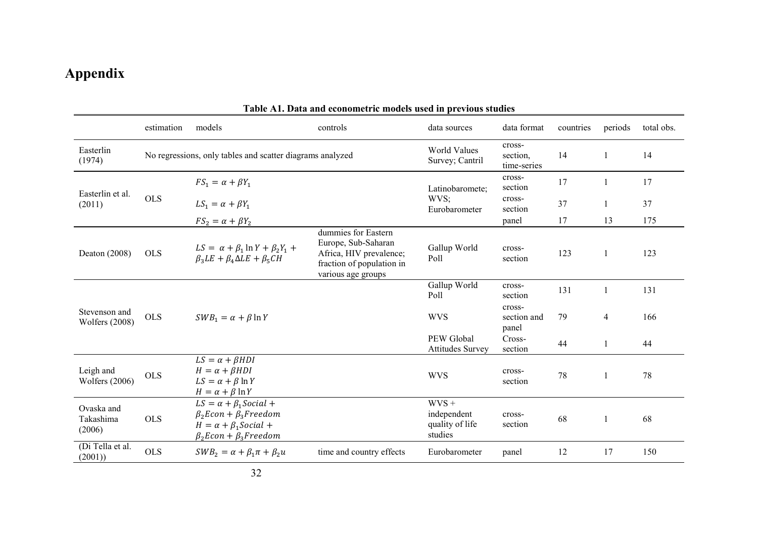# Appendix

**Table A1. Data and econometric models used in previous studies**

| | estimation | models | controls | data sources | data format | countries | periods | total obs. |
|---|---|---|---|---|---|---|---|---|
| Easterlin (1974) | No regressions, only tables and scatter diagrams analyzed | | | World Values Survey; Cantril | cross-section, time-series | 14 | 1 | 14 |
| Easterlin et al. (2011) | OLS | $FS_1 = \alpha + \beta Y_1$ | | Latinobaromete; WVS; Eurobarometer | cross-section | 17 | 1 | 17 |
| | | $LS_1 = \alpha + \beta Y_1$ | | | cross-section | 37 | 1 | 37 |
| | | $FS_2 = \alpha + \beta Y_2$ | | | panel | 17 | 13 | 175 |
| Deaton (2008) | OLS | $LS = \alpha + \beta_1 \ln Y + \beta_2 Y_1 + \beta_3 LE + \beta_4 \Delta LE + \beta_5 CH$ | dummies for Eastern Europe, Sub-Saharan Africa, HIV prevalence; fraction of population in various age groups | Gallup World Poll | cross-section | 123 | 1 | 123 |
| Stevenson and Wolfers (2008) | OLS | $SWB_1 = \alpha + \beta \ln Y$ | | Gallup World Poll | cross-section | 131 | 1 | 131 |
| | | | | WVS | cross-section and panel | 79 | 4 | 166 |
| | | | | PEW Global Attitudes Survey | Cross-section | 44 | 1 | 44 |
| Leigh and Wolfers (2006) | OLS | $LS = \alpha + \beta HDI$<br>$H = \alpha + \beta HDI$<br>$LS = \alpha + \beta \ln Y$<br>$H = \alpha + \beta \ln Y$ | | WVS | cross-section | 78 | 1 | 78 |
| Ovaska and Takashima (2006) | OLS | $LS = \alpha + \beta_1 Social + \beta_2 Econ + \beta_3 Freedom$<br>$H = \alpha + \beta_1 Social + \beta_2 Econ + \beta_3 Freedom$ | | WVS + independent quality of life studies | cross-section | 68 | 1 | 68 |
| (Di Tella et al. (2001)) | OLS | $SWB_2 = \alpha + \beta_1 \pi + \beta_2 u$ | time and country effects | Eurobarometer | panel | 12 | 17 | 150 |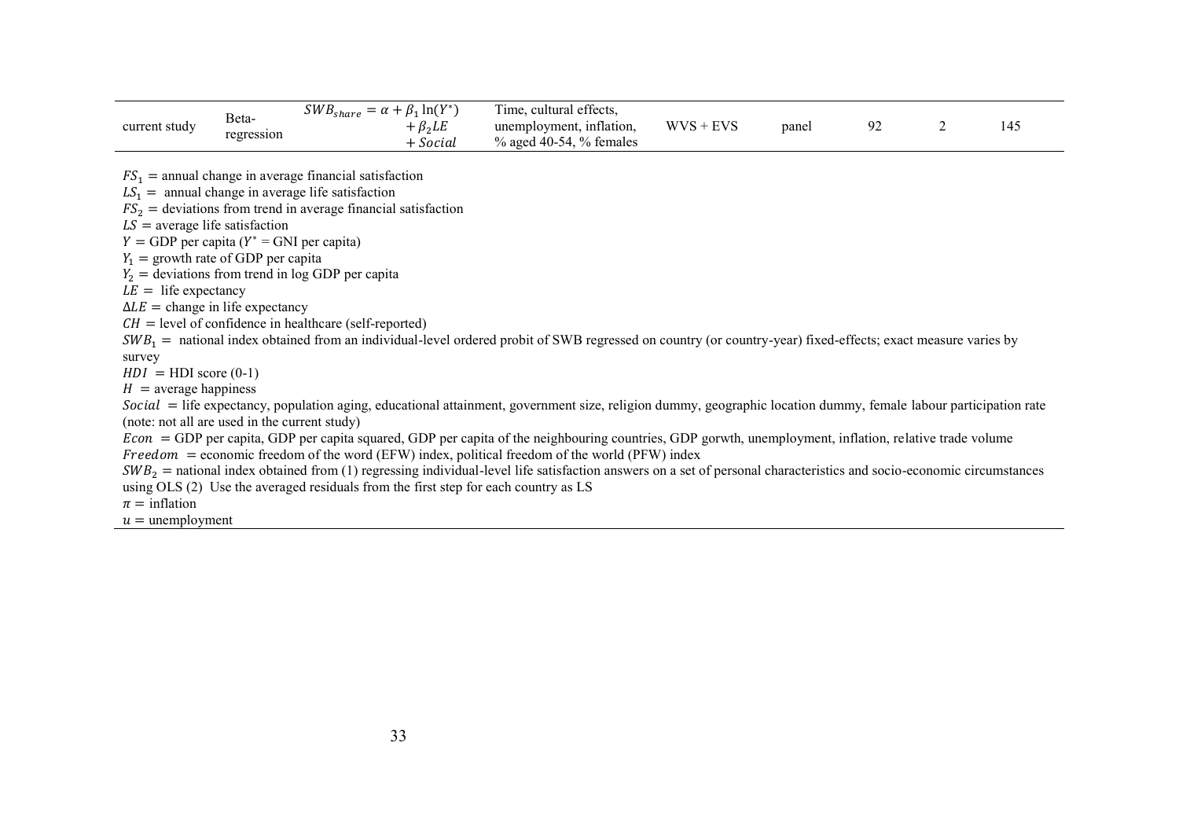| | | | | | | | | |
|---|---|---|---|---|---|---|---|---|
| current study | Beta-regression | $SWB_{share} = \alpha + \beta_1 \ln(Y^*) + \beta_2 LE + Social$ | Time, cultural effects, unemployment, inflation, % aged 40-54, % females | WVS + EVS | panel | 92 | 2 | 145 |

$FS_1$ = annual change in average financial satisfaction
$LS_1$ = annual change in average life satisfaction
$FS_2$ = deviations from trend in average financial satisfaction
$LS$ = average life satisfaction
$Y$ = GDP per capita ($Y^*$ = GNI per capita)
$Y_1$ = growth rate of GDP per capita
$Y_2$ = deviations from trend in log GDP per capita
$LE$ = life expectancy
$\Delta LE$ = change in life expectancy
$CH$ = level of confidence in healthcare (self-reported)
$SWB_1$ = national index obtained from an individual-level ordered probit of SWB regressed on country (or country-year) fixed-effects; exact measure varies by survey
$HDI$ = HDI score (0-1)
$H$ = average happiness
$Social$ = life expectancy, population aging, educational attainment, government size, religion dummy, geographic location dummy, female labour participation rate (note: not all are used in the current study)
$Econ$ = GDP per capita, GDP per capita squared, GDP per capita of the neighbouring countries, GDP gorwth, unemployment, inflation, relative trade volume
$Freedom$ = economic freedom of the word (EFW) index, political freedom of the world (PFW) index
$SWB_2$ = national index obtained from (1) regressing individual-level life satisfaction answers on a set of personal characteristics and socio-economic circumstances using OLS (2) Use the averaged residuals from the first step for each country as LS
$\pi$ = inflation
$u$ = unemployment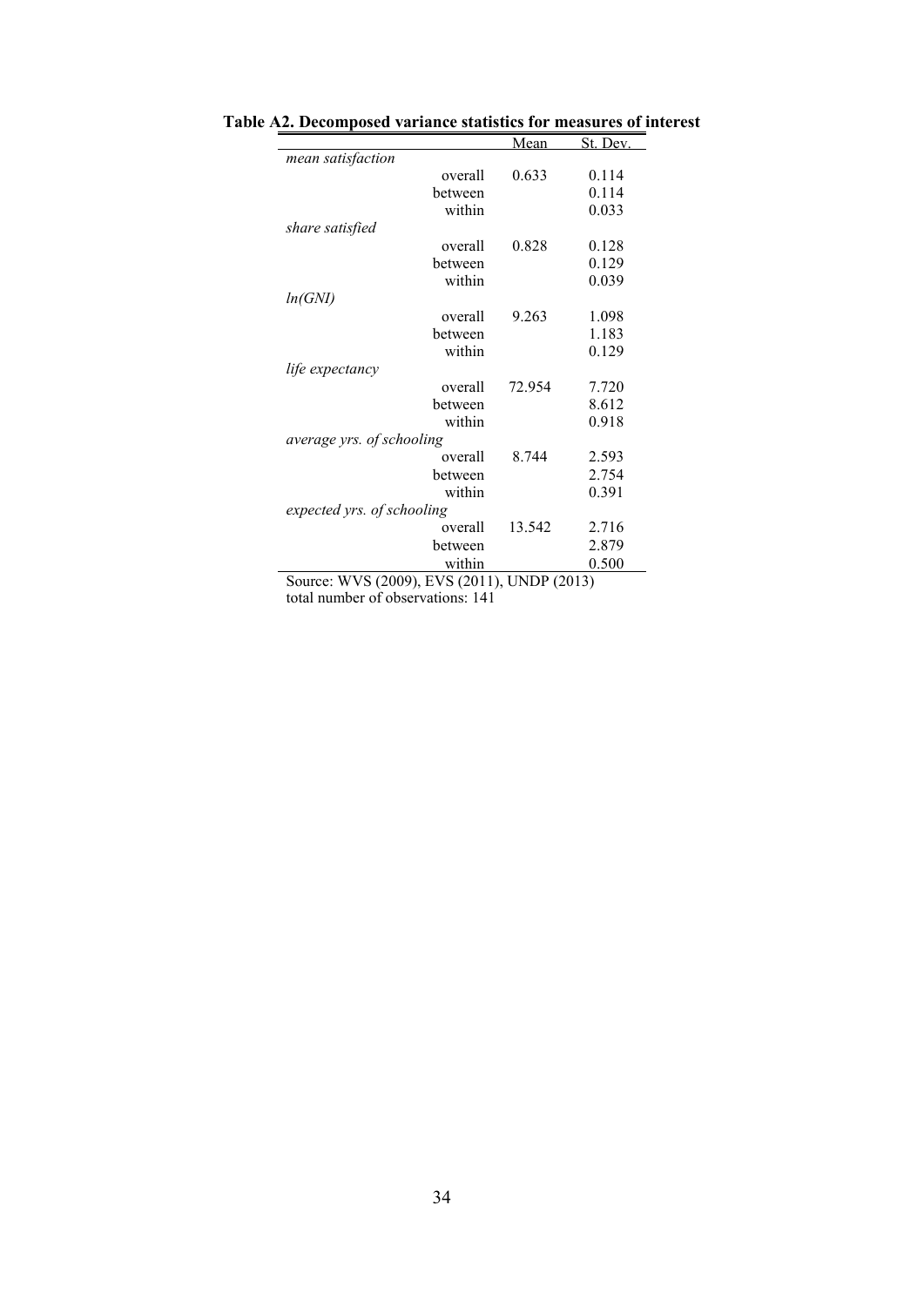**Table A2. Decomposed variance statistics for measures of interest**

| | | Mean | St. Dev. |
|---|---|---|---|
| *mean satisfaction* | | | |
| | overall | 0.633 | 0.114 |
| | between | | 0.114 |
| | within | | 0.033 |
| *share satisfied* | | | |
| | overall | 0.828 | 0.128 |
| | between | | 0.129 |
| | within | | 0.039 |
| *ln(GNI)* | | | |
| | overall | 9.263 | 1.098 |
| | between | | 1.183 |
| | within | | 0.129 |
| *life expectancy* | | | |
| | overall | 72.954 | 7.720 |
| | between | | 8.612 |
| | within | | 0.918 |
| *average yrs. of schooling* | | | |
| | overall | 8.744 | 2.593 |
| | between | | 2.754 |
| | within | | 0.391 |
| *expected yrs. of schooling* | | | |
| | overall | 13.542 | 2.716 |
| | between | | 2.879 |
| | within | | 0.500 |

Source: WVS (2009), EVS (2011), UNDP (2013)
total number of observations: 141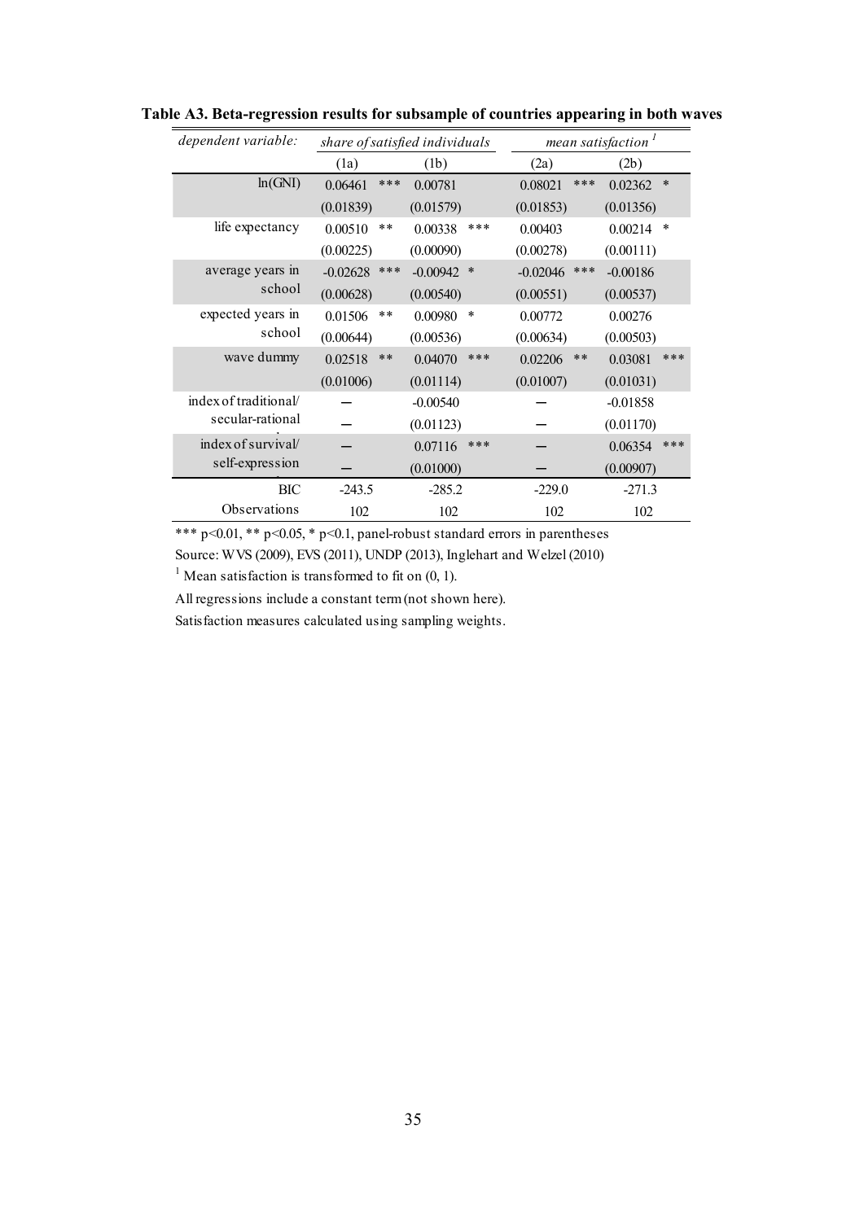**Table A3. Beta-regression results for subsample of countries appearing in both waves**

| *dependent variable:* | *share of satisfied individuals* | | *mean satisfaction* [1] | |
|---|---|---|---|---|
| | (1a) | (1b) | (2a) | (2b) |
| ln(GNI) | 0.06461 *** | 0.00781 | 0.08021 *** | 0.02362 * |
| | (0.01839) | (0.01579) | (0.01853) | (0.01356) |
| life expectancy | 0.00510 ** | 0.00338 *** | 0.00403 | 0.00214 * |
| | (0.00225) | (0.00090) | (0.00278) | (0.00111) |
| average years in school | -0.02628 *** | -0.00942 * | -0.02046 *** | -0.00186 |
| | (0.00628) | (0.00540) | (0.00551) | (0.00537) |
| expected years in school | 0.01506 ** | 0.00980 * | 0.00772 | 0.00276 |
| | (0.00644) | (0.00536) | (0.00634) | (0.00503) |
| wave dummy | 0.02518 ** | 0.04070 *** | 0.02206 ** | 0.03081 *** |
| | (0.01006) | (0.01114) | (0.01007) | (0.01031) |
| index of traditional/ secular-rational | – | -0.00540 | – | -0.01858 |
| | – | (0.01123) | – | (0.01170) |
| index of survival/ self-expression | – | 0.07116 *** | – | 0.06354 *** |
| | – | (0.01000) | – | (0.00907) |
| BIC | -243.5 | -285.2 | -229.0 | -271.3 |
| Observations | 102 | 102 | 102 | 102 |

*** $p<0.01$, ** $p<0.05$, * $p<0.1$, panel-robust standard errors in parentheses

Source: WVS (2009), EVS (2011), UNDP (2013), Inglehart and Welzel (2010)

[1] Mean satisfaction is transformed to fit on (0, 1).

All regressions include a constant term (not shown here).

Satisfaction measures calculated using sampling weights.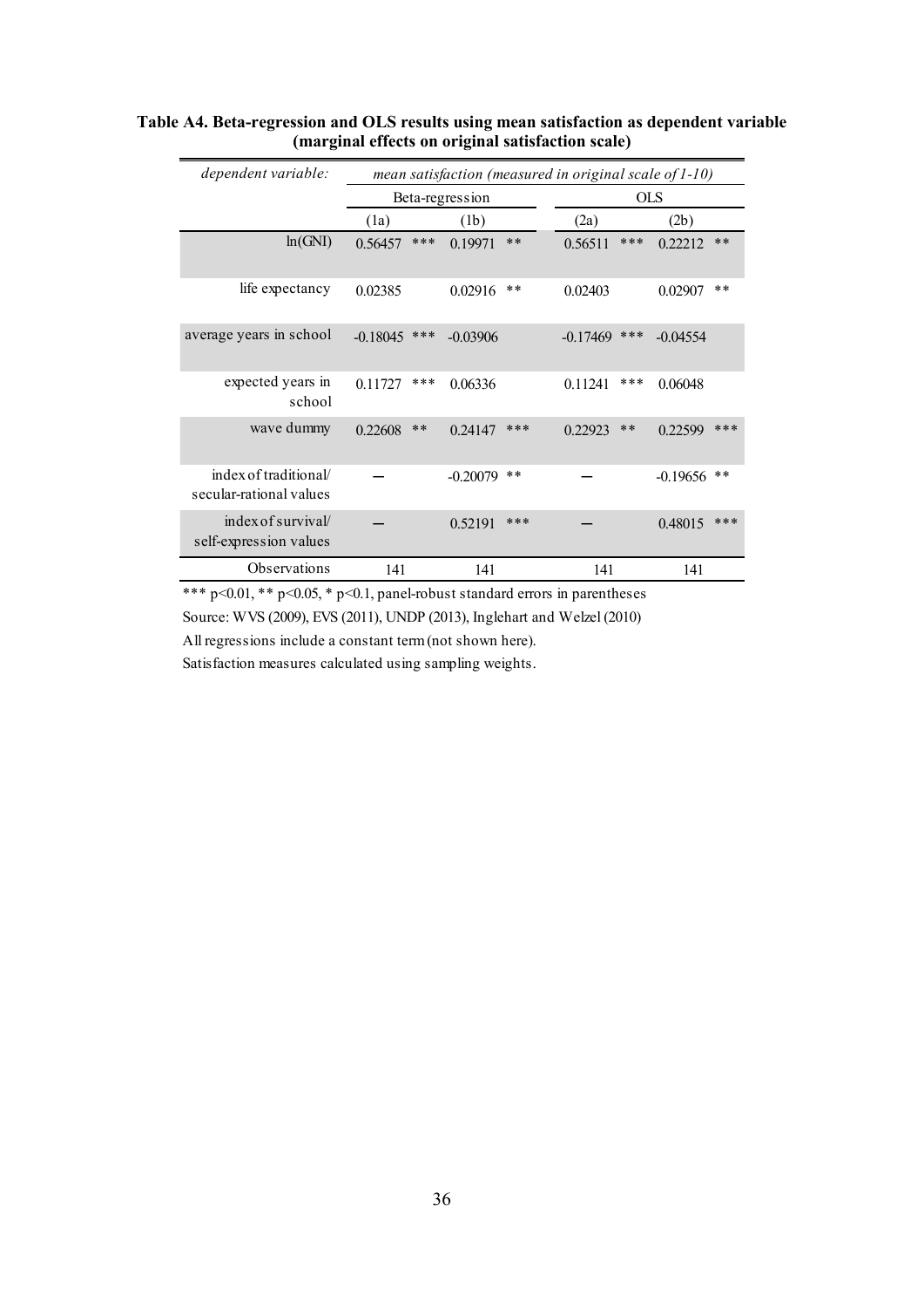**Table A4. Beta-regression and OLS results using mean satisfaction as dependent variable (marginal effects on original satisfaction scale)**

| *dependent variable:* | *mean satisfaction (measured in original scale of 1-10)* | | | | | | | |
|---|---|---|---|---|---|---|---|---|
| | Beta-regression | | | | OLS | | | |
| | (1a) | | (1b) | | (2a) | | (2b) | |
| ln(GNI) | 0.56457 | *** | 0.19971 | ** | 0.56511 | *** | 0.22212 | ** |
| life expectancy | 0.02385 | | 0.02916 | ** | 0.02403 | | 0.02907 | ** |
| average years in school | -0.18045 | *** | -0.03906 | | -0.17469 | *** | -0.04554 | |
| expected years in school | 0.11727 | *** | 0.06336 | | 0.11241 | *** | 0.06048 | |
| wave dummy | 0.22608 | ** | 0.24147 | *** | 0.22923 | ** | 0.22599 | *** |
| index of traditional/ secular-rational values | – | | -0.20079 | ** | – | | -0.19656 | ** |
| index of survival/ self-expression values | – | | 0.52191 | *** | – | | 0.48015 | *** |
| Observations | 141 | | 141 | | 141 | | 141 | |

*** p<0.01, ** p<0.05, * p<0.1, panel-robust standard errors in parentheses

Source: WVS (2009), EVS (2011), UNDP (2013), Inglehart and Welzel (2010)

All regressions include a constant term (not shown here).

Satisfaction measures calculated using sampling weights.